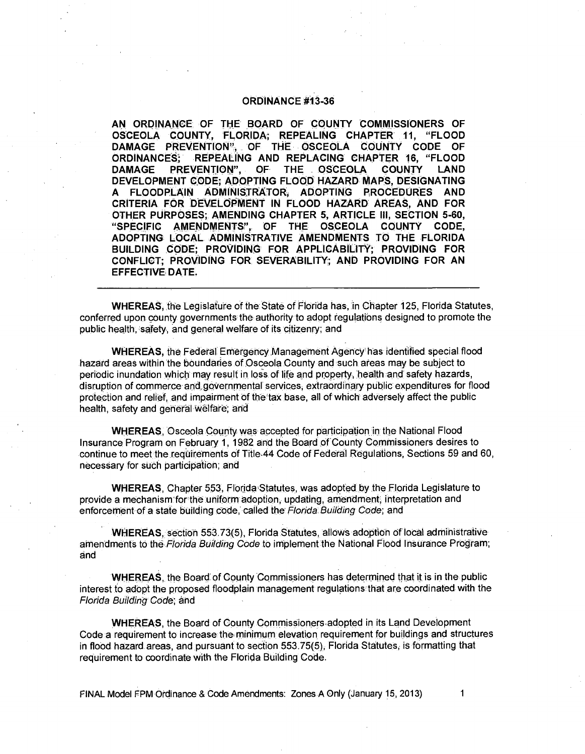# ORDINANCE #13-36

**AN ORDINANCE OF THE BOARD OF COUNTY COMMISSIONERS OF OSCEOLA COUNTY, FLORIDA; REPEALING CHAPTER 11, "FLOOD DAMAGE PREVENTION", OF THE OSCEOLA COUNTY CODE OF ORDINANCES; REPEALING AND REPLACING CHAPTER 16, "FLOOD DAMAGE PREVENTION", OF THE OSCEOLA COUNTY LAND DEVELOPMENT CODE; ADOPTING FLOOD HAZARD MAPS, DESIGNATING A FLOODPLAIN ADMINISTRATOR, ADOPTING PROCEDURES AND CRITERIA FOR DEVELOPMENT IN FLOOD HAZARD AREAS, AND FOR OTHER PURPOSES; AMENDING CHAPTER 5, ARTICLE III, SECTION 5-60, "SPECIFIC AMENDMENTS", OF THE OSCEOLA COUNTY CODE, ADOPTING LOCAL ADMINISTRATIVE AMENDMENTS TO THE FLORIDA BUILDING CODE; PROVIDING FOR APPLICABILITY; PROVIDING FOR CONFLICT; PROVIDING FOR SEVERABILITY; AND PROVIDING FOR AN EFFECTIVE DATE.**

---

**WHEREAS,** the Legislature of the State of Florida has, in Chapter 125, Florida Statutes, conferred upon county governments the authority to adopt regulations designed to promote the public health, safety, and general welfare of its citizenry; and

**WHEREAS,** the Federal Emergency Management Agency has identified special flood hazard areas within the boundaries of Osceola County and such areas may be subject to periodic inundation which may result in loss of life and property, health and safety hazards, disruption of commerce and governmental services, extraordinary public expenditures for flood protection and relief, and impairment of the tax base, all of which adversely affect the public health, safety and general welfare; and

**WHEREAS,** Osceola County was accepted for participation in the National Flood Insurance Program on February 1, 1982 and the Board of County Commissioners desires to continue to meet the requirements of Title 44 Code of Federal Regulations, Sections 59 and 60, necessary for such participation; and

**WHEREAS,** Chapter 553, Florida Statutes, was adopted by the Florida Legislature to provide a mechanism for the uniform adoption, updating, amendment, interpretation and enforcement of a state building code, called the *Florida Building Code*; and

**WHEREAS,** section 553.73(5), Florida Statutes, allows adoption of local administrative amendments to the *Florida Building Code* to implement the National Flood Insurance Program; and

**WHEREAS,** the Board of County Commissioners has determined that it is in the public interest to adopt the proposed floodplain management regulations that are coordinated with the *Florida Building Code*; and

**WHEREAS,** the Board of County Commissioners adopted in its Land Development Code a requirement to increase the minimum elevation requirement for buildings and structures in flood hazard areas, and pursuant to section 553.75(5), Florida Statutes, is formatting that requirement to coordinate with the Florida Building Code.

FINAL Model FPM Ordinance & Code Amendments: Zones A Only (January 15, 2013)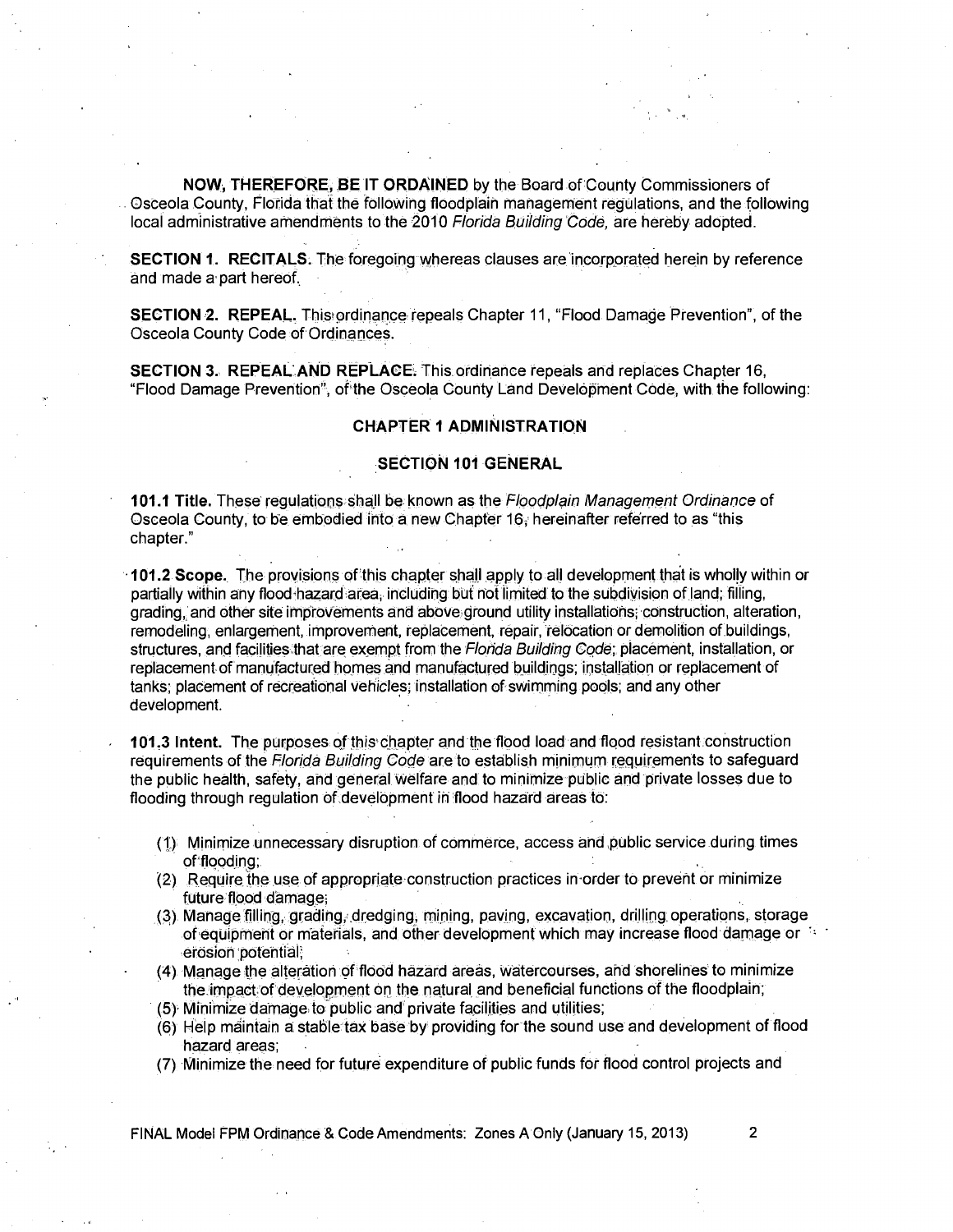**NOW, THEREFORE, BE IT ORDAINED** by the Board of County Commissioners of Osceola County, Florida that the following floodplain management regulations, and the following local administrative amendments to the 2010 *Florida Building Code*, are hereby adopted.

**SECTION 1. RECITALS.** The foregoing whereas clauses are incorporated herein by reference and made a part hereof.

**SECTION 2. REPEAL.** This ordinance repeals Chapter 11, "Flood Damage Prevention", of the Osceola County Code of Ordinances.

**SECTION 3. REPEAL AND REPLACE.** This ordinance repeals and replaces Chapter 16, "Flood Damage Prevention", of the Osceola County Land Development Code, with the following:

## CHAPTER 1 ADMINISTRATION

### SECTION 101 GENERAL

**101.1 Title.** These regulations shall be known as the *Floodplain Management Ordinance* of Osceola County, to be embodied into a new Chapter 16, hereinafter referred to as "this chapter."

**101.2 Scope.** The provisions of this chapter shall apply to all development that is wholly within or partially within any flood hazard area, including but not limited to the subdivision of land; filling, grading, and other site improvements and above ground utility installations; construction, alteration, remodeling, enlargement, improvement, replacement, repair, relocation or demolition of buildings, structures, and facilities that are exempt from the *Florida Building Code*; placement, installation, or replacement of manufactured homes and manufactured buildings; installation or replacement of tanks; placement of recreational vehicles; installation of swimming pools; and any other development.

**101.3 Intent.** The purposes of this chapter and the flood load and flood resistant construction requirements of the *Florida Building Code* are to establish minimum requirements to safeguard the public health, safety, and general welfare and to minimize public and private losses due to flooding through regulation of development in flood hazard areas to:

(1) Minimize unnecessary disruption of commerce, access and public service during times of flooding;
(2) Require the use of appropriate construction practices in order to prevent or minimize future flood damage;
(3) Manage filling, grading, dredging, mining, paving, excavation, drilling operations, storage of equipment or materials, and other development which may increase flood damage or erosion potential;
(4) Manage the alteration of flood hazard areas, watercourses, and shorelines to minimize the impact of development on the natural and beneficial functions of the floodplain;
(5) Minimize damage to public and private facilities and utilities;
(6) Help maintain a stable tax base by providing for the sound use and development of flood hazard areas;
(7) Minimize the need for future expenditure of public funds for flood control projects and

FINAL Model FPM Ordinance & Code Amendments: Zones A Only (January 15, 2013)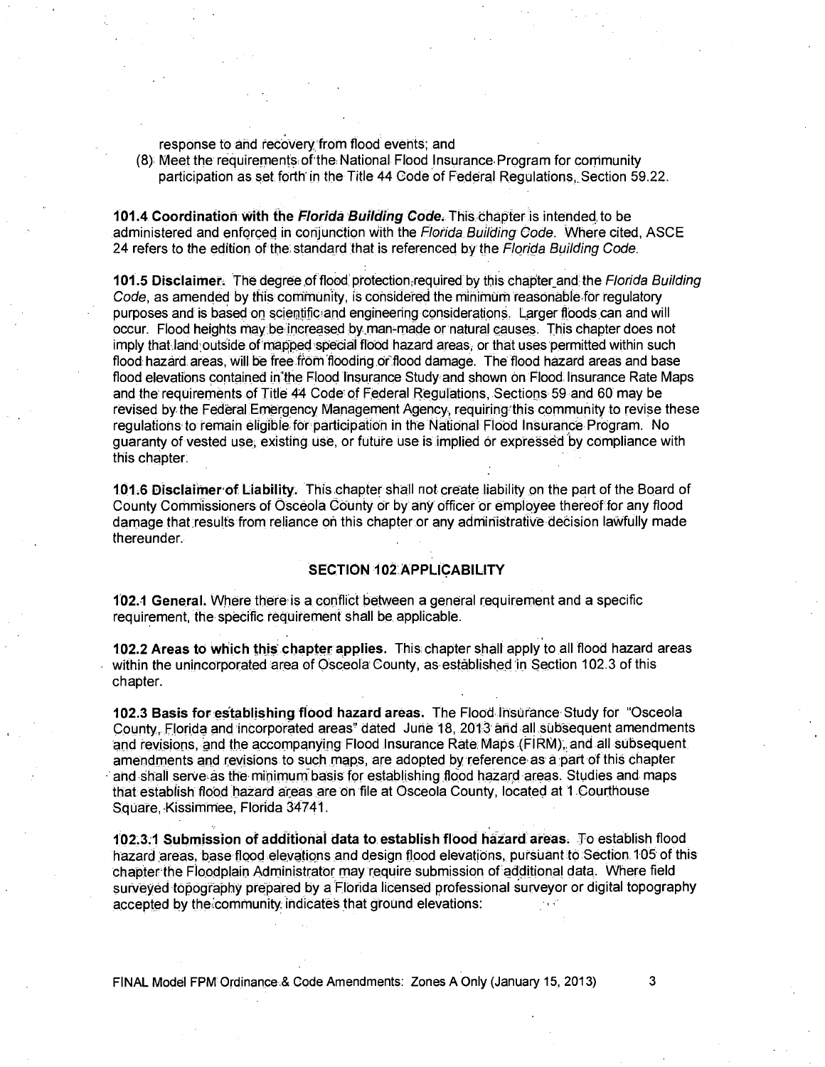response to and recovery from flood events; and

(8) Meet the requirements of the National Flood Insurance Program for community participation as set forth in the Title 44 Code of Federal Regulations, Section 59.22.

**101.4 Coordination with the *Florida Building Code*.** This chapter is intended to be administered and enforced in conjunction with the *Florida Building Code*. Where cited, ASCE 24 refers to the edition of the standard that is referenced by the *Florida Building Code*.

**101.5 Disclaimer.** The degree of flood protection required by this chapter and the *Florida Building Code*, as amended by this community, is considered the minimum reasonable for regulatory purposes and is based on scientific and engineering considerations. Larger floods can and will occur. Flood heights may be increased by man-made or natural causes. This chapter does not imply that land outside of mapped special flood hazard areas, or that uses permitted within such flood hazard areas, will be free from flooding or flood damage. The flood hazard areas and base flood elevations contained in the Flood Insurance Study and shown on Flood Insurance Rate Maps and the requirements of Title 44 Code of Federal Regulations, Sections 59 and 60 may be revised by the Federal Emergency Management Agency, requiring this community to revise these regulations to remain eligible for participation in the National Flood Insurance Program. No guaranty of vested use, existing use, or future use is implied or expressed by compliance with this chapter.

**101.6 Disclaimer of Liability.** This chapter shall not create liability on the part of the Board of County Commissioners of Osceola County or by any officer or employee thereof for any flood damage that results from reliance on this chapter or any administrative decision lawfully made thereunder.

## SECTION 102 APPLICABILITY

**102.1 General.** Where there is a conflict between a general requirement and a specific requirement, the specific requirement shall be applicable.

**102.2 Areas to which this chapter applies.** This chapter shall apply to all flood hazard areas within the unincorporated area of Osceola County, as established in Section 102.3 of this chapter.

**102.3 Basis for establishing flood hazard areas.** The Flood Insurance Study for "Osceola County, Florida and incorporated areas" dated June 18, 2013 and all subsequent amendments and revisions, and the accompanying Flood Insurance Rate Maps (FIRM), and all subsequent amendments and revisions to such maps, are adopted by reference as a part of this chapter and shall serve as the minimum basis for establishing flood hazard areas. Studies and maps that establish flood hazard areas are on file at Osceola County, located at 1 Courthouse Square, Kissimmee, Florida 34741.

**102.3.1 Submission of additional data to establish flood hazard areas.** To establish flood hazard areas, base flood elevations and design flood elevations, pursuant to Section 105 of this chapter the Floodplain Administrator may require submission of additional data. Where field surveyed topography prepared by a Florida licensed professional surveyor or digital topography accepted by the community indicates that ground elevations:

FINAL Model FPM Ordinance & Code Amendments: Zones A Only (January 15, 2013)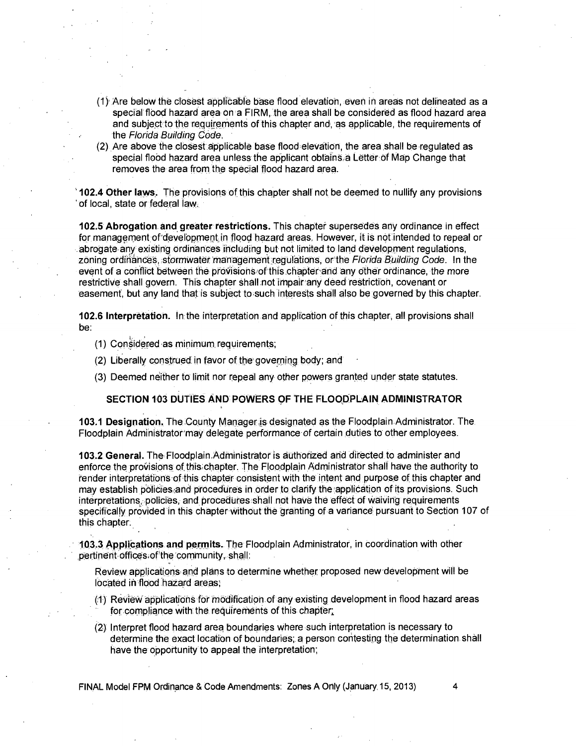(1) Are below the closest applicable base flood elevation, even in areas not delineated as a special flood hazard area on a FIRM, the area shall be considered as flood hazard area and subject to the requirements of this chapter and, as applicable, the requirements of the *Florida Building Code*.

(2) Are above the closest applicable base flood elevation, the area shall be regulated as special flood hazard area unless the applicant obtains a Letter of Map Change that removes the area from the special flood hazard area.

**102.4 Other laws.** The provisions of this chapter shall not be deemed to nullify any provisions of local, state or federal law.

**102.5 Abrogation and greater restrictions.** This chapter supersedes any ordinance in effect for management of development in flood hazard areas. However, it is not intended to repeal or abrogate any existing ordinances including but not limited to land development regulations, zoning ordinances, stormwater management regulations, or the *Florida Building Code*. In the event of a conflict between the provisions of this chapter and any other ordinance, the more restrictive shall govern. This chapter shall not impair any deed restriction, covenant or easement, but any land that is subject to such interests shall also be governed by this chapter.

**102.6 Interpretation.** In the interpretation and application of this chapter, all provisions shall be:

(1) Considered as minimum requirements;

(2) Liberally construed in favor of the governing body; and

(3) Deemed neither to limit nor repeal any other powers granted under state statutes.

## SECTION 103 DUTIES AND POWERS OF THE FLOODPLAIN ADMINISTRATOR

**103.1 Designation.** The County Manager is designated as the Floodplain Administrator. The Floodplain Administrator may delegate performance of certain duties to other employees.

**103.2 General.** The Floodplain Administrator is authorized and directed to administer and enforce the provisions of this chapter. The Floodplain Administrator shall have the authority to render interpretations of this chapter consistent with the intent and purpose of this chapter and may establish policies and procedures in order to clarify the application of its provisions. Such interpretations, policies, and procedures shall not have the effect of waiving requirements specifically provided in this chapter without the granting of a variance pursuant to Section 107 of this chapter.

**103.3 Applications and permits.** The Floodplain Administrator, in coordination with other pertinent offices of the community, shall:

Review applications and plans to determine whether proposed new development will be located in flood hazard areas;

(1) Review applications for modification of any existing development in flood hazard areas for compliance with the requirements of this chapter;

(2) Interpret flood hazard area boundaries where such interpretation is necessary to determine the exact location of boundaries; a person contesting the determination shall have the opportunity to appeal the interpretation;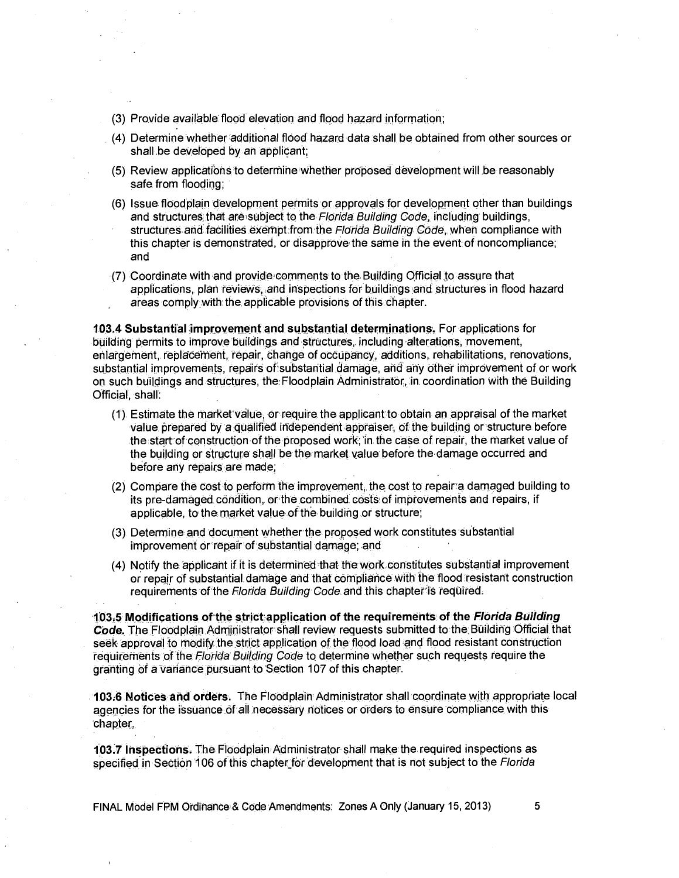(3) Provide available flood elevation and flood hazard information;

(4) Determine whether additional flood hazard data shall be obtained from other sources or shall be developed by an applicant;

(5) Review applications to determine whether proposed development will be reasonably safe from flooding;

(6) Issue floodplain development permits or approvals for development other than buildings and structures that are subject to the *Florida Building Code*, including buildings, structures and facilities exempt from the *Florida Building Code*, when compliance with this chapter is demonstrated, or disapprove the same in the event of noncompliance; and

(7) Coordinate with and provide comments to the Building Official to assure that applications, plan reviews, and inspections for buildings and structures in flood hazard areas comply with the applicable provisions of this chapter.

**103.4 Substantial improvement and substantial determinations.** For applications for building permits to improve buildings and structures, including alterations, movement, enlargement, replacement, repair, change of occupancy, additions, rehabilitations, renovations, substantial improvements, repairs of substantial damage, and any other improvement of or work on such buildings and structures, the Floodplain Administrator, in coordination with the Building Official, shall:

(1) Estimate the market value, or require the applicant to obtain an appraisal of the market value prepared by a qualified independent appraiser, of the building or structure before the start of construction of the proposed work; in the case of repair, the market value of the building or structure shall be the market value before the damage occurred and before any repairs are made;

(2) Compare the cost to perform the improvement, the cost to repair a damaged building to its pre-damaged condition, or the combined costs of improvements and repairs, if applicable, to the market value of the building or structure;

(3) Determine and document whether the proposed work constitutes substantial improvement or repair of substantial damage; and

(4) Notify the applicant if it is determined that the work constitutes substantial improvement or repair of substantial damage and that compliance with the flood resistant construction requirements of the *Florida Building Code* and this chapter is required.

**103.5 Modifications of the strict application of the requirements of the *Florida Building Code*.** The Floodplain Administrator shall review requests submitted to the Building Official that seek approval to modify the strict application of the flood load and flood resistant construction requirements of the *Florida Building Code* to determine whether such requests require the granting of a variance pursuant to Section 107 of this chapter.

**103.6 Notices and orders.** The Floodplain Administrator shall coordinate with appropriate local agencies for the issuance of all necessary notices or orders to ensure compliance with this chapter.

**103.7 Inspections.** The Floodplain Administrator shall make the required inspections as specified in Section 106 of this chapter for development that is not subject to the *Florida*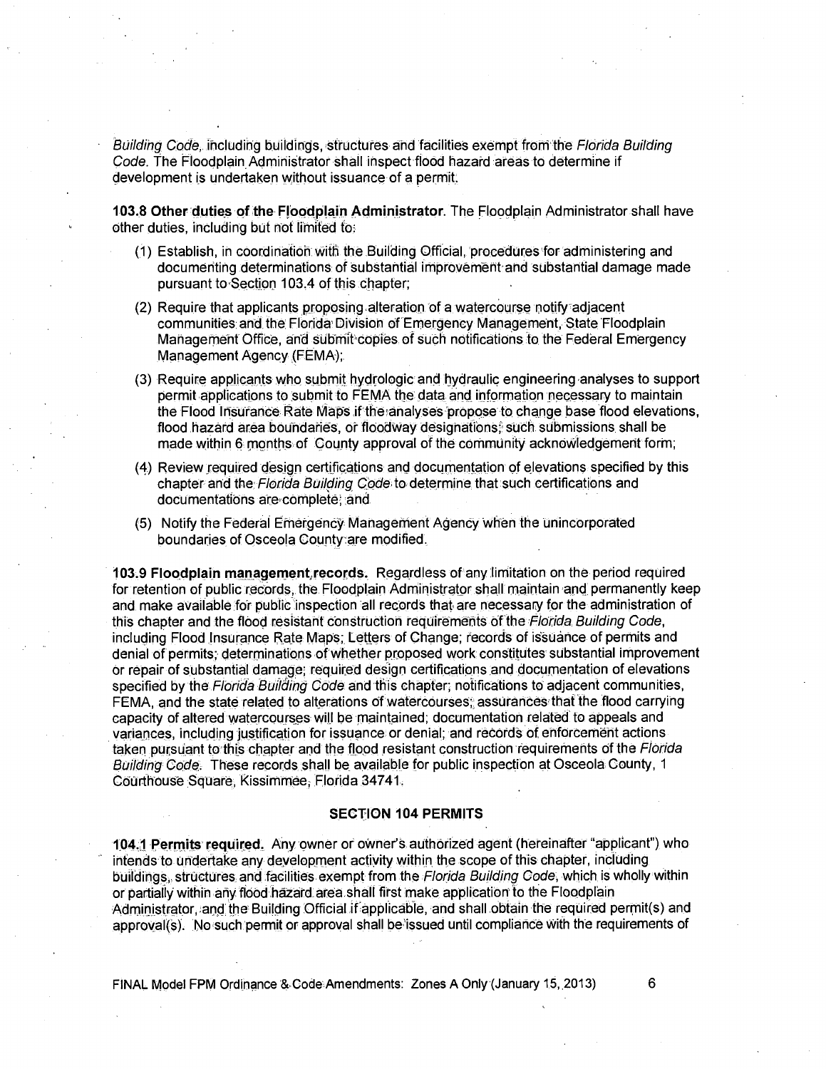*Building Code*, including buildings, structures and facilities exempt from the *Florida Building Code*. The Floodplain Administrator shall inspect flood hazard areas to determine if development is undertaken without issuance of a permit.

**103.8 Other duties of the Floodplain Administrator.** The Floodplain Administrator shall have other duties, including but not limited to:

(1) Establish, in coordination with the Building Official, procedures for administering and documenting determinations of substantial improvement and substantial damage made pursuant to Section 103.4 of this chapter;

(2) Require that applicants proposing alteration of a watercourse notify adjacent communities and the Florida Division of Emergency Management, State Floodplain Management Office, and submit copies of such notifications to the Federal Emergency Management Agency (FEMA);

(3) Require applicants who submit hydrologic and hydraulic engineering analyses to support permit applications to submit to FEMA the data and information necessary to maintain the Flood Insurance Rate Maps if the analyses propose to change base flood elevations, flood hazard area boundaries, or floodway designations; such submissions shall be made within 6 months of County approval of the community acknowledgement form;

(4) Review required design certifications and documentation of elevations specified by this chapter and the *Florida Building Code* to determine that such certifications and documentations are complete; and

(5) Notify the Federal Emergency Management Agency when the unincorporated boundaries of Osceola County are modified.

**103.9 Floodplain management records.** Regardless of any limitation on the period required for retention of public records, the Floodplain Administrator shall maintain and permanently keep and make available for public inspection all records that are necessary for the administration of this chapter and the flood resistant construction requirements of the *Florida Building Code*, including Flood Insurance Rate Maps; Letters of Change; records of issuance of permits and denial of permits; determinations of whether proposed work constitutes substantial improvement or repair of substantial damage; required design certifications and documentation of elevations specified by the *Florida Building Code* and this chapter; notifications to adjacent communities, FEMA, and the state related to alterations of watercourses; assurances that the flood carrying capacity of altered watercourses will be maintained; documentation related to appeals and variances, including justification for issuance or denial; and records of enforcement actions taken pursuant to this chapter and the flood resistant construction requirements of the *Florida Building Code*. These records shall be available for public inspection at Osceola County, 1 Courthouse Square, Kissimmee, Florida 34741.

## SECTION 104 PERMITS

**104.1 Permits required.** Any owner or owner's authorized agent (hereinafter "applicant") who intends to undertake any development activity within the scope of this chapter, including buildings, structures and facilities exempt from the *Florida Building Code*, which is wholly within or partially within any flood hazard area shall first make application to the Floodplain Administrator, and the Building Official if applicable, and shall obtain the required permit(s) and approval(s). No such permit or approval shall be issued until compliance with the requirements of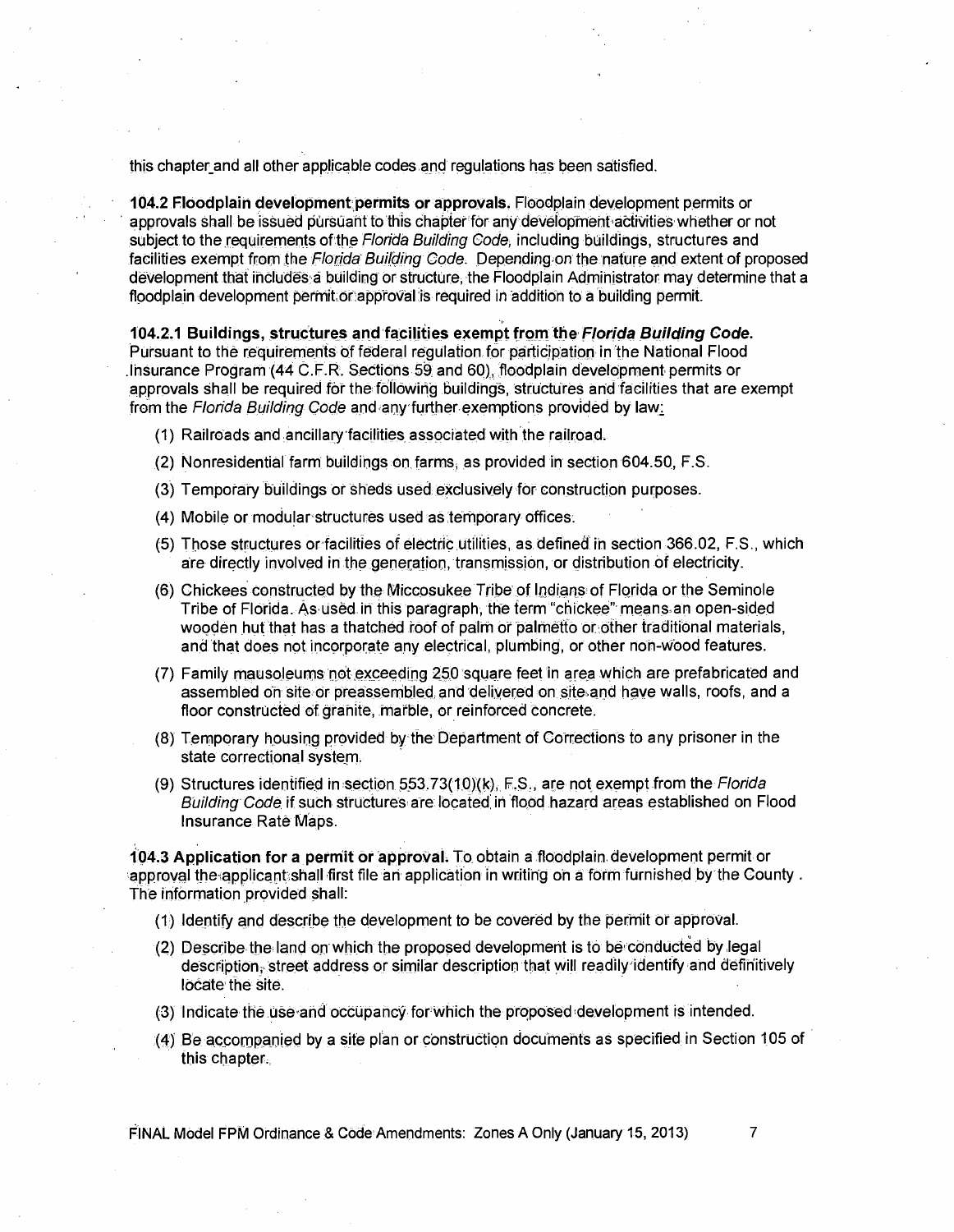this chapter and all other applicable codes and regulations has been satisfied.

**104.2 Floodplain development permits or approvals.** Floodplain development permits or approvals shall be issued pursuant to this chapter for any development activities whether or not subject to the requirements of the *Florida Building Code,* including buildings, structures and facilities exempt from the *Florida Building Code.* Depending on the nature and extent of proposed development that includes a building or structure, the Floodplain Administrator may determine that a floodplain development permit or approval is required in addition to a building permit.

**104.2.1 Buildings, structures and facilities exempt from the *Florida Building Code.*** Pursuant to the requirements of federal regulation for participation in the National Flood Insurance Program (44 C.F.R. Sections 59 and 60), floodplain development permits or approvals shall be required for the following buildings, structures and facilities that are exempt from the *Florida Building Code* and any further exemptions provided by law:

(1) Railroads and ancillary facilities associated with the railroad.

(2) Nonresidential farm buildings on farms, as provided in section 604.50, F.S.

(3) Temporary buildings or sheds used exclusively for construction purposes.

(4) Mobile or modular structures used as temporary offices.

(5) Those structures or facilities of electric utilities, as defined in section 366.02, F.S., which are directly involved in the generation, transmission, or distribution of electricity.

(6) Chickees constructed by the Miccosukee Tribe of Indians of Florida or the Seminole Tribe of Florida. As used in this paragraph, the term "chickee" means an open-sided wooden hut that has a thatched roof of palm or palmetto or other traditional materials, and that does not incorporate any electrical, plumbing, or other non-wood features.

(7) Family mausoleums not exceeding 250 square feet in area which are prefabricated and assembled on site or preassembled and delivered on site and have walls, roofs, and a floor constructed of granite, marble, or reinforced concrete.

(8) Temporary housing provided by the Department of Corrections to any prisoner in the state correctional system.

(9) Structures identified in section 553.73(10)(k), F.S., are not exempt from the *Florida Building Code* if such structures are located in flood hazard areas established on Flood Insurance Rate Maps.

**104.3 Application for a permit or approval.** To obtain a floodplain development permit or approval the applicant shall first file an application in writing on a form furnished by the County . The information provided shall:

(1) Identify and describe the development to be covered by the permit or approval.

(2) Describe the land on which the proposed development is to be conducted by legal description, street address or similar description that will readily identify and definitively locate the site.

(3) Indicate the use and occupancy for which the proposed development is intended.

(4) Be accompanied by a site plan or construction documents as specified in Section 105 of this chapter.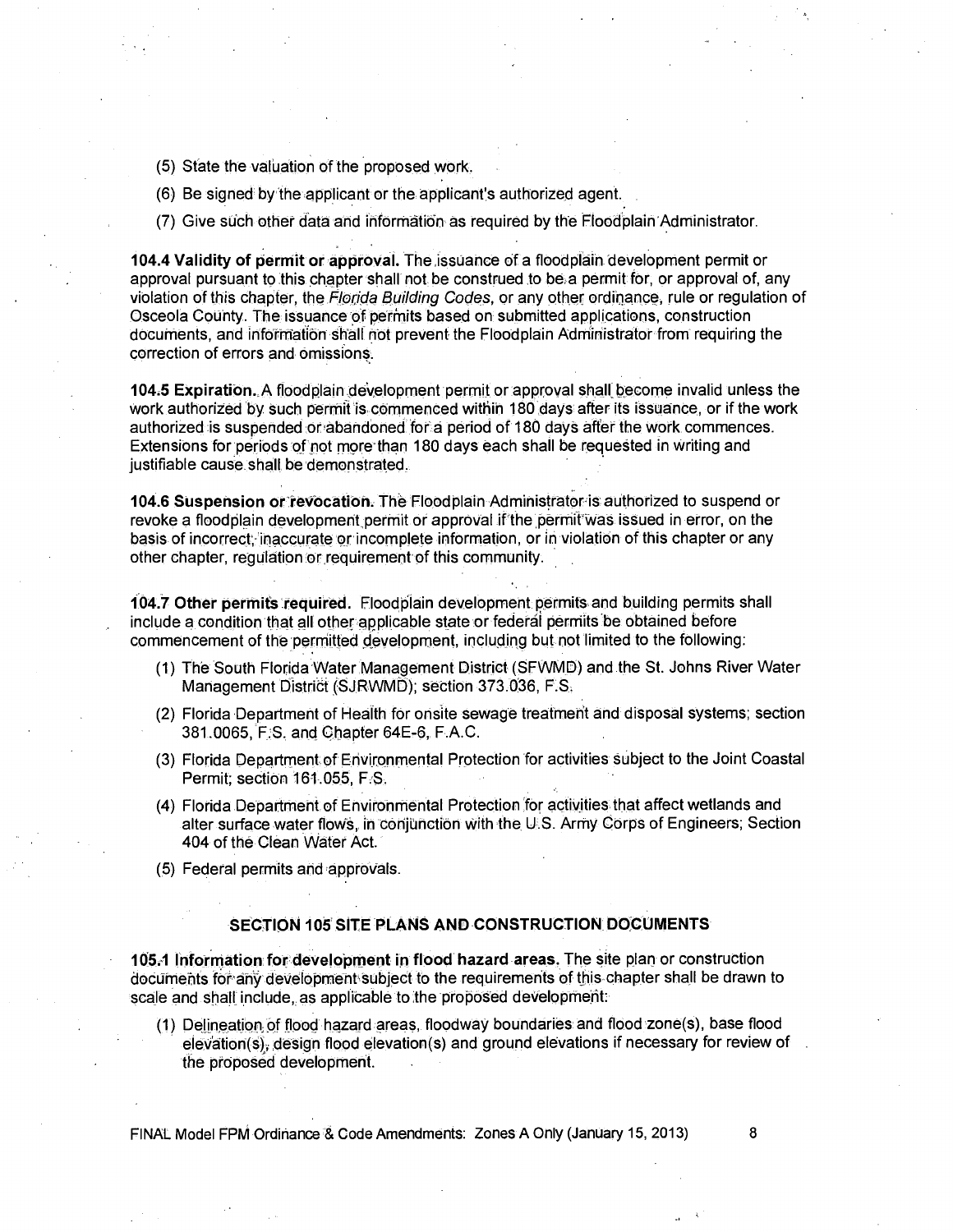(5) State the valuation of the proposed work.

(6) Be signed by the applicant or the applicant's authorized agent.

(7) Give such other data and information as required by the Floodplain Administrator.

**104.4 Validity of permit or approval.** The issuance of a floodplain development permit or approval pursuant to this chapter shall not be construed to be a permit for, or approval of, any violation of this chapter, the *Florida Building Codes*, or any other ordinance, rule or regulation of Osceola County. The issuance of permits based on submitted applications, construction documents, and information shall not prevent the Floodplain Administrator from requiring the correction of errors and omissions.

**104.5 Expiration.** A floodplain development permit or approval shall become invalid unless the work authorized by such permit is commenced within 180 days after its issuance, or if the work authorized is suspended or abandoned for a period of 180 days after the work commences. Extensions for periods of not more than 180 days each shall be requested in writing and justifiable cause shall be demonstrated.

**104.6 Suspension or revocation.** The Floodplain Administrator is authorized to suspend or revoke a floodplain development permit or approval if the permit was issued in error, on the basis of incorrect, inaccurate or incomplete information, or in violation of this chapter or any other chapter, regulation or requirement of this community.

**104.7 Other permits required.** Floodplain development permits and building permits shall include a condition that all other applicable state or federal permits be obtained before commencement of the permitted development, including but not limited to the following:

(1) The South Florida Water Management District (SFWMD) and the St. Johns River Water Management District (SJRWMD); section 373.036, F.S.

(2) Florida Department of Health for onsite sewage treatment and disposal systems; section 381.0065, F.S. and Chapter 64E-6, F.A.C.

(3) Florida Department of Environmental Protection for activities subject to the Joint Coastal Permit; section 161.055, F.S.

(4) Florida Department of Environmental Protection for activities that affect wetlands and alter surface water flows, in conjunction with the U.S. Army Corps of Engineers; Section 404 of the Clean Water Act.

(5) Federal permits and approvals.

## SECTION 105 SITE PLANS AND CONSTRUCTION DOCUMENTS

**105.1 Information for development in flood hazard areas.** The site plan or construction documents for any development subject to the requirements of this chapter shall be drawn to scale and shall include, as applicable to the proposed development:

(1) Delineation of flood hazard areas, floodway boundaries and flood zone(s), base flood elevation(s), design flood elevation(s) and ground elevations if necessary for review of the proposed development.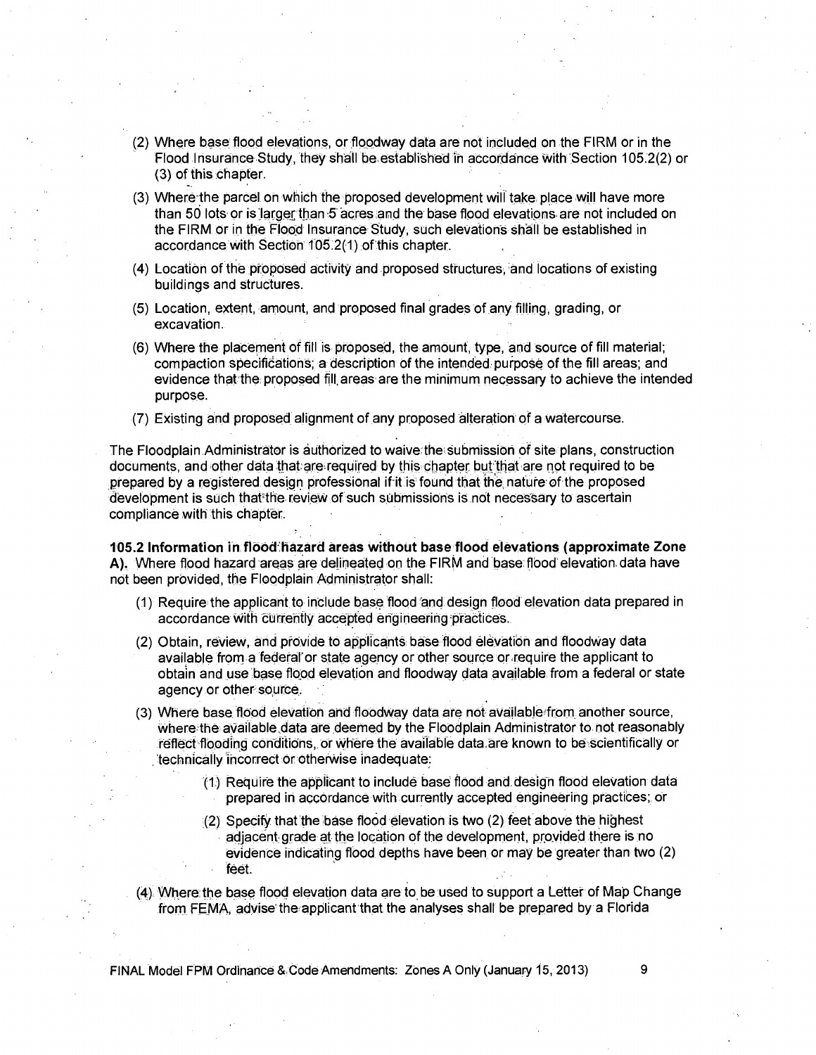(2) Where base flood elevations, or floodway data are not included on the FIRM or in the Flood Insurance Study, they shall be established in accordance with Section 105.2(2) or (3) of this chapter.

(3) Where the parcel on which the proposed development will take place will have more than 50 lots or is larger than 5 acres and the base flood elevations are not included on the FIRM or in the Flood Insurance Study, such elevations shall be established in accordance with Section 105.2(1) of this chapter.

(4) Location of the proposed activity and proposed structures, and locations of existing buildings and structures.

(5) Location, extent, amount, and proposed final grades of any filling, grading, or excavation.

(6) Where the placement of fill is proposed, the amount, type, and source of fill material; compaction specifications; a description of the intended purpose of the fill areas; and evidence that the proposed fill areas are the minimum necessary to achieve the intended purpose.

(7) Existing and proposed alignment of any proposed alteration of a watercourse.

The Floodplain Administrator is authorized to waive the submission of site plans, construction documents, and other data that are required by this chapter but that are not required to be prepared by a registered design professional if it is found that the nature of the proposed development is such that the review of such submissions is not necessary to ascertain compliance with this chapter.

**105.2 Information in flood hazard areas without base flood elevations (approximate Zone A).** Where flood hazard areas are delineated on the FIRM and base flood elevation data have not been provided, the Floodplain Administrator shall:

(1) Require the applicant to include base flood and design flood elevation data prepared in accordance with currently accepted engineering practices.

(2) Obtain, review, and provide to applicants base flood elevation and floodway data available from a federal or state agency or other source or require the applicant to obtain and use base flood elevation and floodway data available from a federal or state agency or other source.

(3) Where base flood elevation and floodway data are not available from another source, where the available data are deemed by the Floodplain Administrator to not reasonably reflect flooding conditions, or where the available data are known to be scientifically or technically incorrect or otherwise inadequate:

   (1) Require the applicant to include base flood and design flood elevation data prepared in accordance with currently accepted engineering practices; or

   (2) Specify that the base flood elevation is two (2) feet above the highest adjacent grade at the location of the development, provided there is no evidence indicating flood depths have been or may be greater than two (2) feet.

(4) Where the base flood elevation data are to be used to support a Letter of Map Change from FEMA, advise the applicant that the analyses shall be prepared by a Florida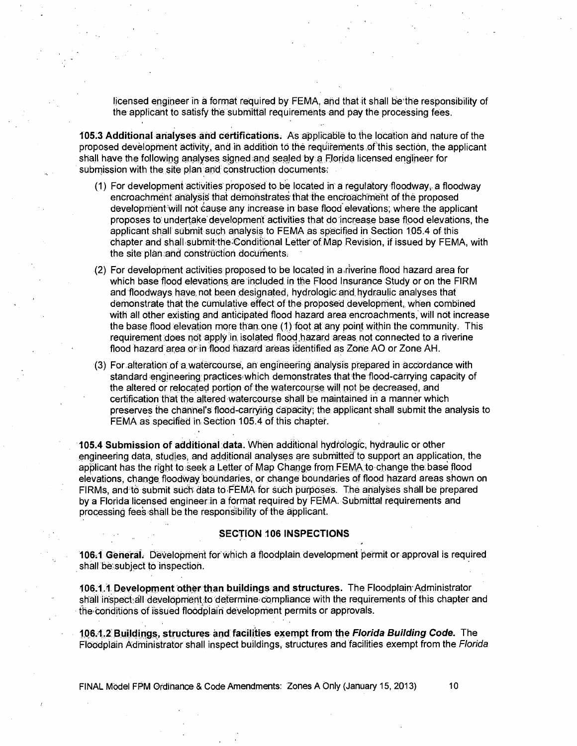licensed engineer in a format required by FEMA, and that it shall be the responsibility of the applicant to satisfy the submittal requirements and pay the processing fees.

**105.3 Additional analyses and certifications.** As applicable to the location and nature of the proposed development activity, and in addition to the requirements of this section, the applicant shall have the following analyses signed and sealed by a Florida licensed engineer for submission with the site plan and construction documents:

(1) For development activities proposed to be located in a regulatory floodway, a floodway encroachment analysis that demonstrates that the encroachment of the proposed development will not cause any increase in base flood elevations; where the applicant proposes to undertake development activities that do increase base flood elevations, the applicant shall submit such analysis to FEMA as specified in Section 105.4 of this chapter and shall submit the Conditional Letter of Map Revision, if issued by FEMA, with the site plan and construction documents.

(2) For development activities proposed to be located in a riverine flood hazard area for which base flood elevations are included in the Flood Insurance Study or on the FIRM and floodways have not been designated, hydrologic and hydraulic analyses that demonstrate that the cumulative effect of the proposed development, when combined with all other existing and anticipated flood hazard area encroachments, will not increase the base flood elevation more than one (1) foot at any point within the community. This requirement does not apply in isolated flood hazard areas not connected to a riverine flood hazard area or in flood hazard areas identified as Zone AO or Zone AH.

(3) For alteration of a watercourse, an engineering analysis prepared in accordance with standard engineering practices which demonstrates that the flood-carrying capacity of the altered or relocated portion of the watercourse will not be decreased, and certification that the altered watercourse shall be maintained in a manner which preserves the channel's flood-carrying capacity; the applicant shall submit the analysis to FEMA as specified in Section 105.4 of this chapter.

**105.4 Submission of additional data.** When additional hydrologic, hydraulic or other engineering data, studies, and additional analyses are submitted to support an application, the applicant has the right to seek a Letter of Map Change from FEMA to change the base flood elevations, change floodway boundaries, or change boundaries of flood hazard areas shown on FIRMs, and to submit such data to FEMA for such purposes. The analyses shall be prepared by a Florida licensed engineer in a format required by FEMA. Submittal requirements and processing fees shall be the responsibility of the applicant.

## SECTION 106 INSPECTIONS

**106.1 General.** Development for which a floodplain development permit or approval is required shall be subject to inspection.

**106.1.1 Development other than buildings and structures.** The Floodplain Administrator shall inspect all development to determine compliance with the requirements of this chapter and the conditions of issued floodplain development permits or approvals.

**106.1.2 Buildings, structures and facilities exempt from the *Florida Building Code*.** The Floodplain Administrator shall inspect buildings, structures and facilities exempt from the *Florida*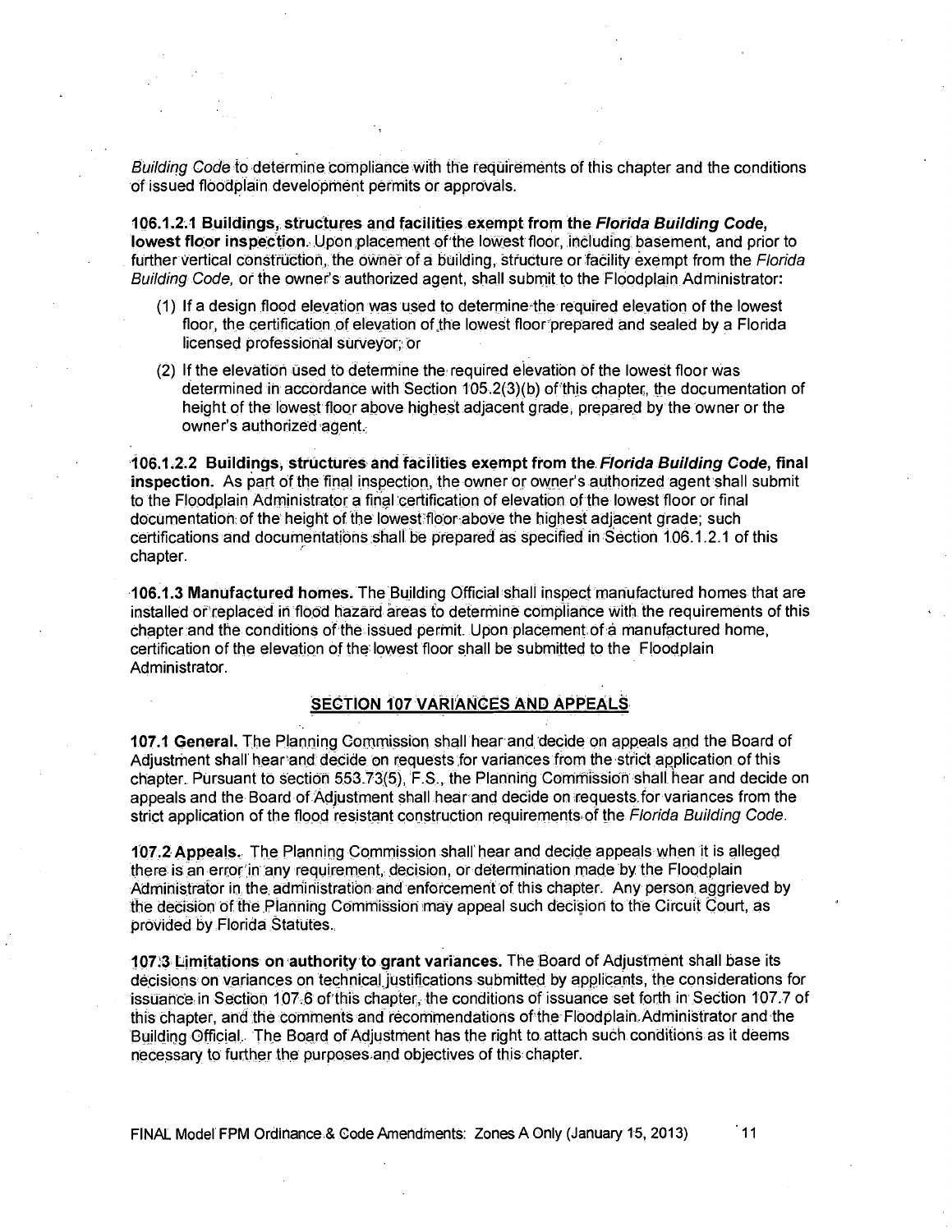*Building Code* to determine compliance with the requirements of this chapter and the conditions of issued floodplain development permits or approvals.

**106.1.2.1 Buildings, structures and facilities exempt from the *Florida Building Code*, lowest floor inspection.** Upon placement of the lowest floor, including basement, and prior to further vertical construction, the owner of a building, structure or facility exempt from the *Florida Building Code,* or the owner's authorized agent, shall submit to the Floodplain Administrator:

(1) If a design flood elevation was used to determine the required elevation of the lowest floor, the certification of elevation of the lowest floor prepared and sealed by a Florida licensed professional surveyor; or

(2) If the elevation used to determine the required elevation of the lowest floor was determined in accordance with Section 105.2(3)(b) of this chapter, the documentation of height of the lowest floor above highest adjacent grade, prepared by the owner or the owner's authorized agent.

**106.1.2.2 Buildings, structures and facilities exempt from the *Florida Building Code*, final inspection.** As part of the final inspection, the owner or owner's authorized agent shall submit to the Floodplain Administrator a final certification of elevation of the lowest floor or final documentation of the height of the lowest floor above the highest adjacent grade; such certifications and documentations shall be prepared as specified in Section 106.1.2.1 of this chapter.

**106.1.3 Manufactured homes.** The Building Official shall inspect manufactured homes that are installed or replaced in flood hazard areas to determine compliance with the requirements of this chapter and the conditions of the issued permit. Upon placement of a manufactured home, certification of the elevation of the lowest floor shall be submitted to the Floodplain Administrator.

## SECTION 107 VARIANCES AND APPEALS

**107.1 General.** The Planning Commission shall hear and decide on appeals and the Board of Adjustment shall hear and decide on requests for variances from the strict application of this chapter. Pursuant to section 553.73(5), F.S., the Planning Commission shall hear and decide on appeals and the Board of Adjustment shall hear and decide on requests for variances from the strict application of the flood resistant construction requirements of the *Florida Building Code.*

**107.2 Appeals.** The Planning Commission shall hear and decide appeals when it is alleged there is an error in any requirement, decision, or determination made by the Floodplain Administrator in the administration and enforcement of this chapter. Any person aggrieved by the decision of the Planning Commission may appeal such decision to the Circuit Court, as provided by Florida Statutes.

**107.3 Limitations on authority to grant variances.** The Board of Adjustment shall base its decisions on variances on technical justifications submitted by applicants, the considerations for issuance in Section 107.6 of this chapter, the conditions of issuance set forth in Section 107.7 of this chapter, and the comments and recommendations of the Floodplain Administrator and the Building Official. The Board of Adjustment has the right to attach such conditions as it deems necessary to further the purposes and objectives of this chapter.

FINAL Model FPM Ordinance & Code Amendments: Zones A Only (January 15, 2013)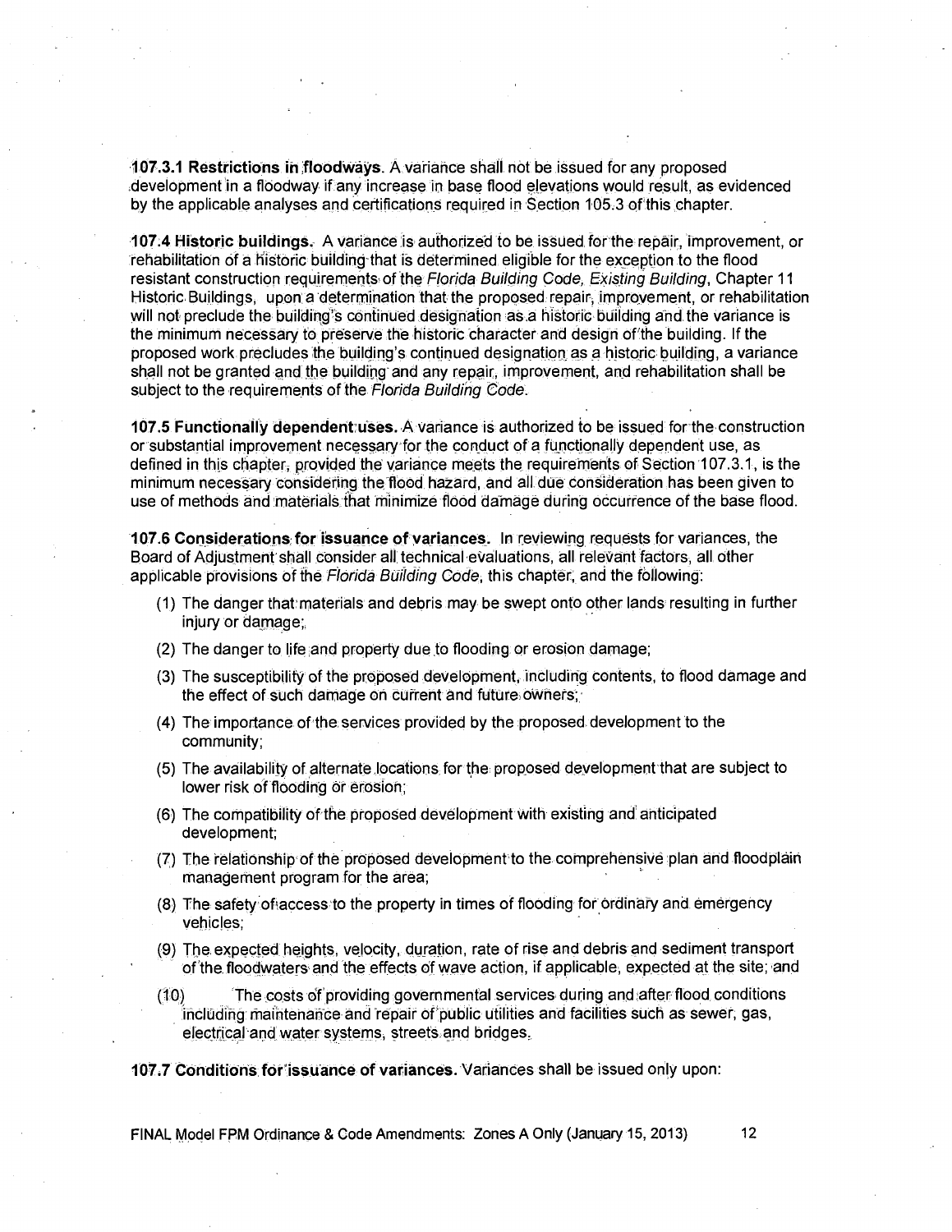**107.3.1 Restrictions in floodways.** A variance shall not be issued for any proposed development in a floodway if any increase in base flood elevations would result, as evidenced by the applicable analyses and certifications required in Section 105.3 of this chapter.

**107.4 Historic buildings.** A variance is authorized to be issued for the repair, improvement, or rehabilitation of a historic building that is determined eligible for the exception to the flood resistant construction requirements of the *Florida Building Code, Existing Building*, Chapter 11 Historic Buildings, upon a determination that the proposed repair, improvement, or rehabilitation will not preclude the building's continued designation as a historic building and the variance is the minimum necessary to preserve the historic character and design of the building. If the proposed work precludes the building's continued designation as a historic building, a variance shall not be granted and the building and any repair, improvement, and rehabilitation shall be subject to the requirements of the *Florida Building Code*.

**107.5 Functionally dependent uses.** A variance is authorized to be issued for the construction or substantial improvement necessary for the conduct of a functionally dependent use, as defined in this chapter, provided the variance meets the requirements of Section 107.3.1, is the minimum necessary considering the flood hazard, and all due consideration has been given to use of methods and materials that minimize flood damage during occurrence of the base flood.

**107.6 Considerations for issuance of variances.** In reviewing requests for variances, the Board of Adjustment shall consider all technical evaluations, all relevant factors, all other applicable provisions of the *Florida Building Code*, this chapter, and the following:

(1) The danger that materials and debris may be swept onto other lands resulting in further injury or damage;

(2) The danger to life and property due to flooding or erosion damage;

(3) The susceptibility of the proposed development, including contents, to flood damage and the effect of such damage on current and future owners;

(4) The importance of the services provided by the proposed development to the community;

(5) The availability of alternate locations for the proposed development that are subject to lower risk of flooding or erosion;

(6) The compatibility of the proposed development with existing and anticipated development;

(7) The relationship of the proposed development to the comprehensive plan and floodplain management program for the area;

(8) The safety of access to the property in times of flooding for ordinary and emergency vehicles;

(9) The expected heights, velocity, duration, rate of rise and debris and sediment transport of the floodwaters and the effects of wave action, if applicable, expected at the site; and

(10) The costs of providing governmental services during and after flood conditions including maintenance and repair of public utilities and facilities such as sewer, gas, electrical and water systems, streets and bridges.

**107.7 Conditions for issuance of variances.** Variances shall be issued only upon: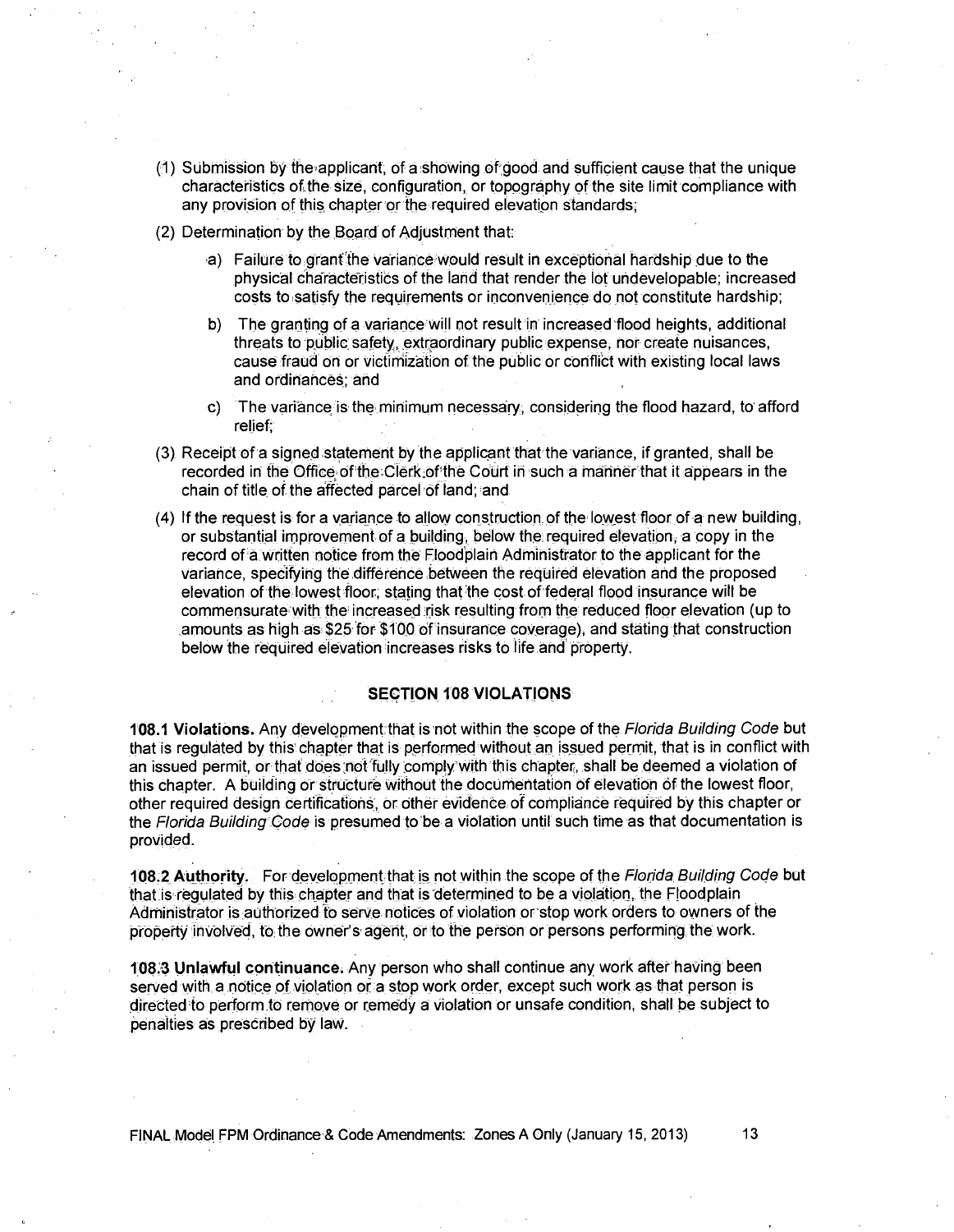(1) Submission by the applicant, of a showing of good and sufficient cause that the unique characteristics of the size, configuration, or topography of the site limit compliance with any provision of this chapter or the required elevation standards;

(2) Determination by the Board of Adjustment that:

   a) Failure to grant the variance would result in exceptional hardship due to the physical characteristics of the land that render the lot undevelopable; increased costs to satisfy the requirements or inconvenience do not constitute hardship;

   b) The granting of a variance will not result in increased flood heights, additional threats to public safety, extraordinary public expense, nor create nuisances, cause fraud on or victimization of the public or conflict with existing local laws and ordinances; and

   c) The variance is the minimum necessary, considering the flood hazard, to afford relief;

(3) Receipt of a signed statement by the applicant that the variance, if granted, shall be recorded in the Office of the Clerk of the Court in such a manner that it appears in the chain of title of the affected parcel of land; and

(4) If the request is for a variance to allow construction of the lowest floor of a new building, or substantial improvement of a building, below the required elevation, a copy in the record of a written notice from the Floodplain Administrator to the applicant for the variance, specifying the difference between the required elevation and the proposed elevation of the lowest floor, stating that the cost of federal flood insurance will be commensurate with the increased risk resulting from the reduced floor elevation (up to amounts as high as $25 for $100 of insurance coverage), and stating that construction below the required elevation increases risks to life and property.

## SECTION 108 VIOLATIONS

**108.1 Violations.** Any development that is not within the scope of the *Florida Building Code* but that is regulated by this chapter that is performed without an issued permit, that is in conflict with an issued permit, or that does not fully comply with this chapter, shall be deemed a violation of this chapter. A building or structure without the documentation of elevation of the lowest floor, other required design certifications, or other evidence of compliance required by this chapter or the *Florida Building Code* is presumed to be a violation until such time as that documentation is provided.

**108.2 Authority.** For development that is not within the scope of the *Florida Building Code* but that is regulated by this chapter and that is determined to be a violation, the Floodplain Administrator is authorized to serve notices of violation or stop work orders to owners of the property involved, to the owner's agent, or to the person or persons performing the work.

**108.3 Unlawful continuance.** Any person who shall continue any work after having been served with a notice of violation or a stop work order, except such work as that person is directed to perform to remove or remedy a violation or unsafe condition, shall be subject to penalties as prescribed by law.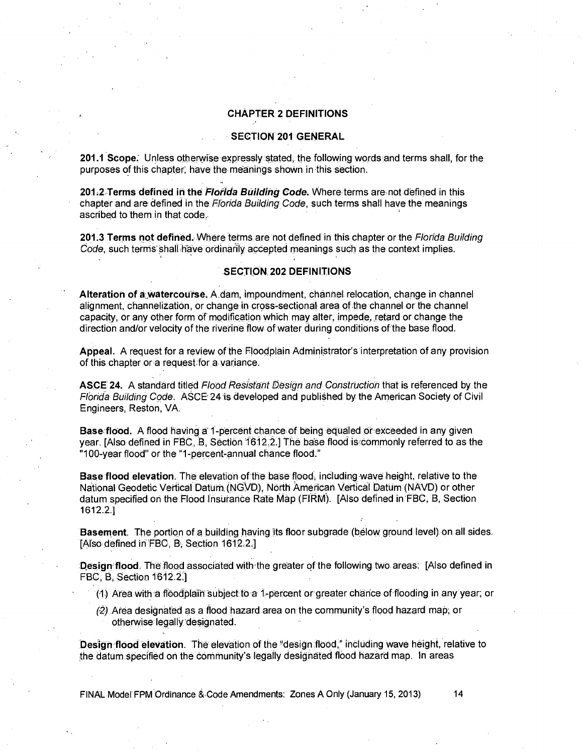# CHAPTER 2 DEFINITIONS

## SECTION 201 GENERAL

**201.1 Scope.** Unless otherwise expressly stated, the following words and terms shall, for the purposes of this chapter, have the meanings shown in this section.

**201.2 Terms defined in the *Florida Building Code*.** Where terms are not defined in this chapter and are defined in the *Florida Building Code*, such terms shall have the meanings ascribed to them in that code.

**201.3 Terms not defined.** Where terms are not defined in this chapter or the *Florida Building Code*, such terms shall have ordinarily accepted meanings such as the context implies.

## SECTION 202 DEFINITIONS

**Alteration of a watercourse.** A dam, impoundment, channel relocation, change in channel alignment, channelization, or change in cross-sectional area of the channel or the channel capacity, or any other form of modification which may alter, impede, retard or change the direction and/or velocity of the riverine flow of water during conditions of the base flood.

**Appeal.** A request for a review of the Floodplain Administrator's interpretation of any provision of this chapter or a request for a variance.

**ASCE 24.** A standard titled *Flood Resistant Design and Construction* that is referenced by the *Florida Building Code*. ASCE 24 is developed and published by the American Society of Civil Engineers, Reston, VA.

**Base flood.** A flood having a 1-percent chance of being equaled or exceeded in any given year. [Also defined in FBC, B, Section 1612.2.] The base flood is commonly referred to as the "100-year flood" or the "1-percent-annual chance flood."

**Base flood elevation.** The elevation of the base flood, including wave height, relative to the National Geodetic Vertical Datum (NGVD), North American Vertical Datum (NAVD) or other datum specified on the Flood Insurance Rate Map (FIRM). [Also defined in FBC, B, Section 1612.2.]

**Basement.** The portion of a building having its floor subgrade (below ground level) on all sides. [Also defined in FBC, B, Section 1612.2.]

**Design flood.** The flood associated with the greater of the following two areas: [Also defined in FBC, B, Section 1612.2.]

(1) Area with a floodplain subject to a 1-percent or greater chance of flooding in any year; or

(2) Area designated as a flood hazard area on the community's flood hazard map, or otherwise legally designated.

**Design flood elevation.** The elevation of the "design flood," including wave height, relative to the datum specified on the community's legally designated flood hazard map. In areas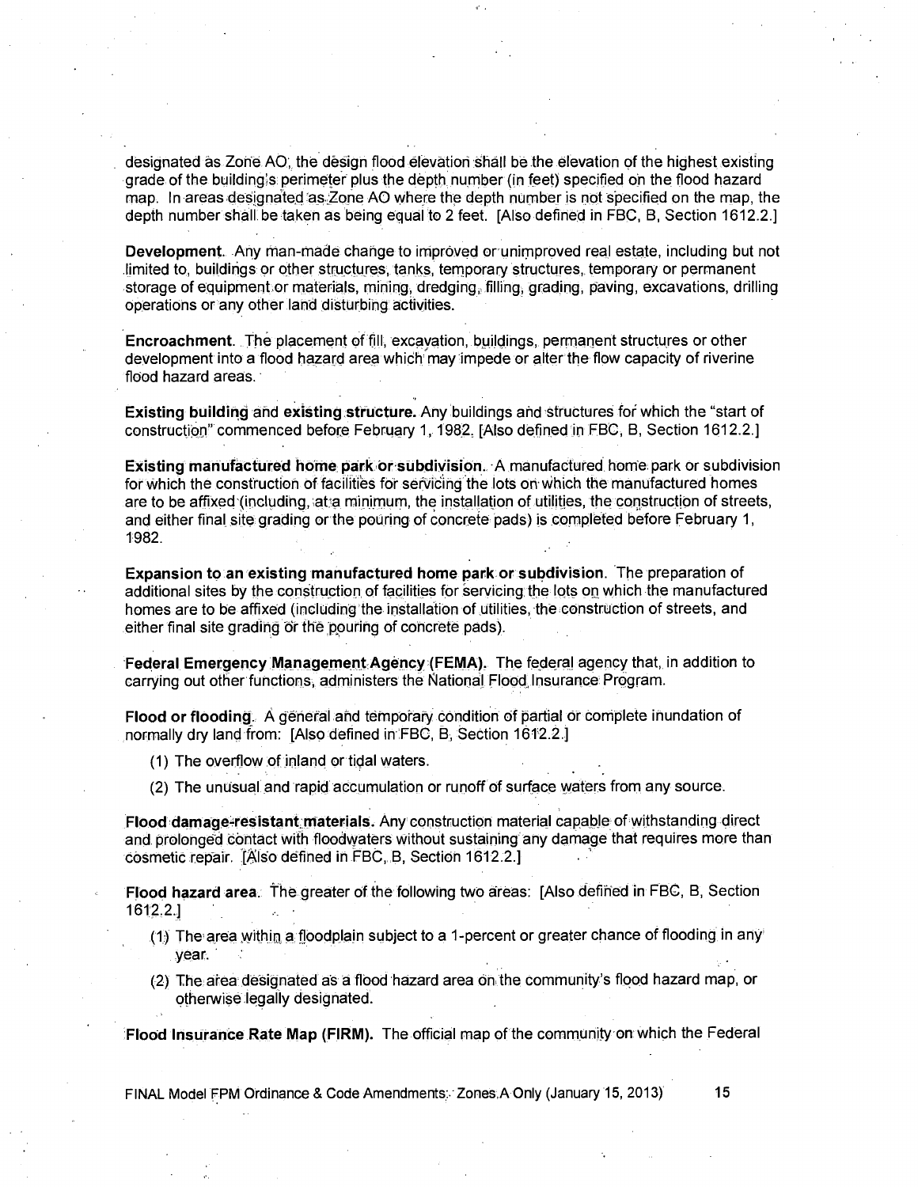designated as Zone AO, the design flood elevation shall be the elevation of the highest existing grade of the building's perimeter plus the depth number (in feet) specified on the flood hazard map. In areas designated as Zone AO where the depth number is not specified on the map, the depth number shall be taken as being equal to 2 feet. [Also defined in FBC, B, Section 1612.2.]

**Development.** Any man-made change to improved or unimproved real estate, including but not limited to, buildings or other structures, tanks, temporary structures, temporary or permanent storage of equipment or materials, mining, dredging, filling, grading, paving, excavations, drilling operations or any other land disturbing activities.

**Encroachment.** The placement of fill, excavation, buildings, permanent structures or other development into a flood hazard area which may impede or alter the flow capacity of riverine flood hazard areas.

**Existing building and existing structure.** Any buildings and structures for which the "start of construction" commenced before February 1, 1982. [Also defined in FBC, B, Section 1612.2.]

**Existing manufactured home park or subdivision.** A manufactured home park or subdivision for which the construction of facilities for servicing the lots on which the manufactured homes are to be affixed (including, at a minimum, the installation of utilities, the construction of streets, and either final site grading or the pouring of concrete pads) is completed before February 1, 1982.

**Expansion to an existing manufactured home park or subdivision.** The preparation of additional sites by the construction of facilities for servicing the lots on which the manufactured homes are to be affixed (including the installation of utilities, the construction of streets, and either final site grading or the pouring of concrete pads).

**Federal Emergency Management Agency (FEMA).** The federal agency that, in addition to carrying out other functions, administers the National Flood Insurance Program.

**Flood or flooding.** A general and temporary condition of partial or complete inundation of normally dry land from: [Also defined in FBC, B, Section 1612.2.]

(1) The overflow of inland or tidal waters.

(2) The unusual and rapid accumulation or runoff of surface waters from any source.

**Flood damage-resistant materials.** Any construction material capable of withstanding direct and prolonged contact with floodwaters without sustaining any damage that requires more than cosmetic repair. [Also defined in FBC, B, Section 1612.2.]

**Flood hazard area.** The greater of the following two areas: [Also defined in FBC, B, Section 1612.2.]

(1) The area within a floodplain subject to a 1-percent or greater chance of flooding in any year.

(2) The area designated as a flood hazard area on the community's flood hazard map, or otherwise legally designated.

**Flood Insurance Rate Map (FIRM).** The official map of the community on which the Federal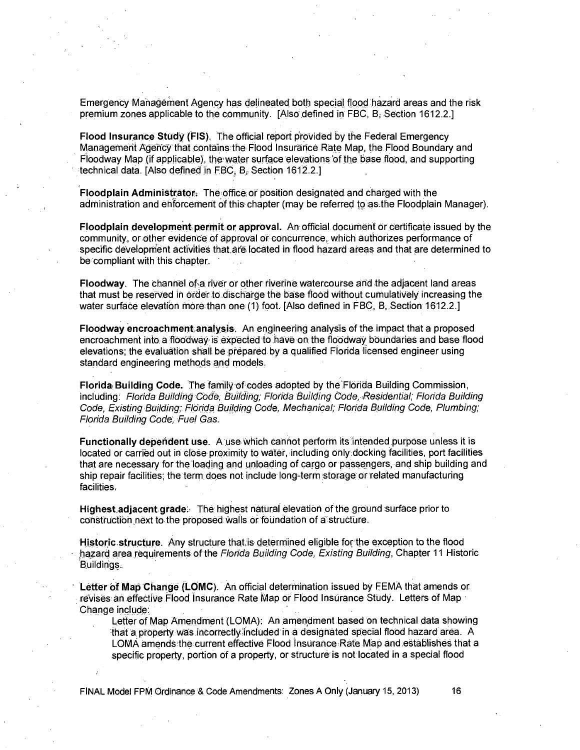Emergency Management Agency has delineated both special flood hazard areas and the risk premium zones applicable to the community. [Also defined in FBC, B, Section 1612.2.]

**Flood Insurance Study (FIS).** The official report provided by the Federal Emergency Management Agency that contains the Flood Insurance Rate Map, the Flood Boundary and Floodway Map (if applicable), the water surface elevations of the base flood, and supporting technical data. [Also defined in FBC, B, Section 1612.2.]

**Floodplain Administrator.** The office or position designated and charged with the administration and enforcement of this chapter (may be referred to as the Floodplain Manager).

**Floodplain development permit or approval.** An official document or certificate issued by the community, or other evidence of approval or concurrence, which authorizes performance of specific development activities that are located in flood hazard areas and that are determined to be compliant with this chapter.

**Floodway.** The channel of a river or other riverine watercourse and the adjacent land areas that must be reserved in order to discharge the base flood without cumulatively increasing the water surface elevation more than one (1) foot. [Also defined in FBC, B, Section 1612.2.]

**Floodway encroachment analysis.** An engineering analysis of the impact that a proposed encroachment into a floodway is expected to have on the floodway boundaries and base flood elevations; the evaluation shall be prepared by a qualified Florida licensed engineer using standard engineering methods and models.

**Florida Building Code.** The family of codes adopted by the Florida Building Commission, including: *Florida Building Code, Building; Florida Building Code, Residential; Florida Building Code, Existing Building; Florida Building Code, Mechanical; Florida Building Code, Plumbing; Florida Building Code, Fuel Gas.*

**Functionally dependent use.** A use which cannot perform its intended purpose unless it is located or carried out in close proximity to water, including only docking facilities, port facilities that are necessary for the loading and unloading of cargo or passengers, and ship building and ship repair facilities; the term does not include long-term storage or related manufacturing facilities.

**Highest adjacent grade.** The highest natural elevation of the ground surface prior to construction next to the proposed walls or foundation of a structure.

**Historic structure.** Any structure that is determined eligible for the exception to the flood hazard area requirements of the *Florida Building Code, Existing Building*, Chapter 11 Historic Buildings.

**Letter of Map Change (LOMC).** An official determination issued by FEMA that amends or revises an effective Flood Insurance Rate Map or Flood Insurance Study. Letters of Map Change include:

Letter of Map Amendment (LOMA): An amendment based on technical data showing that a property was incorrectly included in a designated special flood hazard area. A LOMA amends the current effective Flood Insurance Rate Map and establishes that a specific property, portion of a property, or structure is not located in a special flood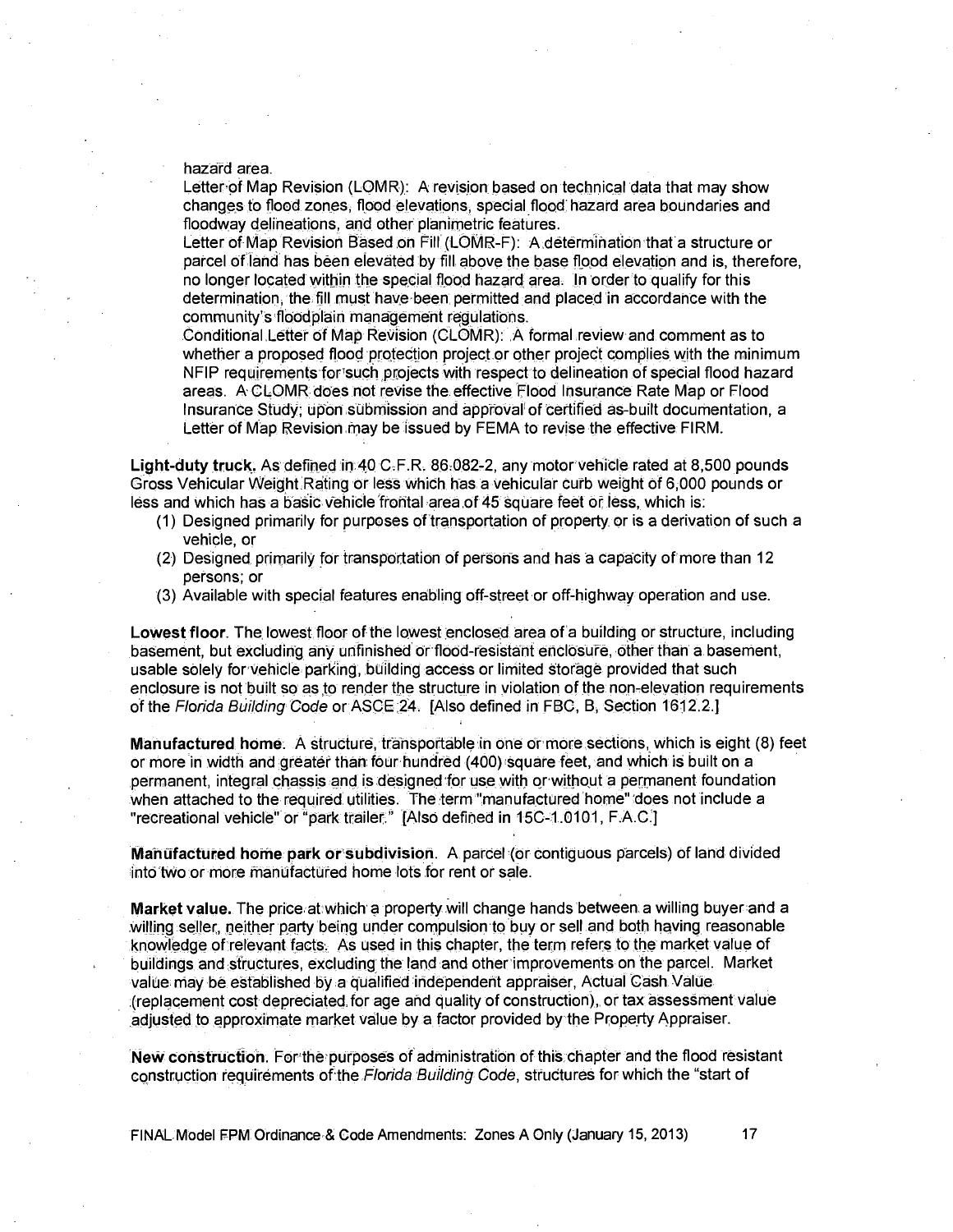hazard area.

Letter of Map Revision (LOMR): A revision based on technical data that may show changes to flood zones, flood elevations, special flood hazard area boundaries and floodway delineations, and other planimetric features.

Letter of Map Revision Based on Fill (LOMR-F): A determination that a structure or parcel of land has been elevated by fill above the base flood elevation and is, therefore, no longer located within the special flood hazard area. In order to qualify for this determination, the fill must have been permitted and placed in accordance with the community's floodplain management regulations.

Conditional Letter of Map Revision (CLOMR): A formal review and comment as to whether a proposed flood protection project or other project complies with the minimum NFIP requirements for such projects with respect to delineation of special flood hazard areas. A CLOMR does not revise the effective Flood Insurance Rate Map or Flood Insurance Study; upon submission and approval of certified as-built documentation, a Letter of Map Revision may be issued by FEMA to revise the effective FIRM.

**Light-duty truck.** As defined in 40 C.F.R. 86.082-2, any motor vehicle rated at 8,500 pounds Gross Vehicular Weight Rating or less which has a vehicular curb weight of 6,000 pounds or less and which has a basic vehicle frontal area of 45 square feet or less, which is:

(1) Designed primarily for purposes of transportation of property or is a derivation of such a vehicle, or
(2) Designed primarily for transportation of persons and has a capacity of more than 12 persons; or
(3) Available with special features enabling off-street or off-highway operation and use.

**Lowest floor.** The lowest floor of the lowest enclosed area of a building or structure, including basement, but excluding any unfinished or flood-resistant enclosure, other than a basement, usable solely for vehicle parking, building access or limited storage provided that such enclosure is not built so as to render the structure in violation of the non-elevation requirements of the *Florida Building Code* or ASCE 24. [Also defined in FBC, B, Section 1612.2.]

**Manufactured home.** A structure, transportable in one or more sections, which is eight (8) feet or more in width and greater than four hundred (400) square feet, and which is built on a permanent, integral chassis and is designed for use with or without a permanent foundation when attached to the required utilities. The term "manufactured home" does not include a "recreational vehicle" or "park trailer." [Also defined in 15C-1.0101, F.A.C.]

**Manufactured home park or subdivision.** A parcel (or contiguous parcels) of land divided into two or more manufactured home lots for rent or sale.

**Market value.** The price at which a property will change hands between a willing buyer and a willing seller, neither party being under compulsion to buy or sell and both having reasonable knowledge of relevant facts. As used in this chapter, the term refers to the market value of buildings and structures, excluding the land and other improvements on the parcel. Market value may be established by a qualified independent appraiser, Actual Cash Value (replacement cost depreciated for age and quality of construction), or tax assessment value adjusted to approximate market value by a factor provided by the Property Appraiser.

**New construction.** For the purposes of administration of this chapter and the flood resistant construction requirements of the *Florida Building Code*, structures for which the "start of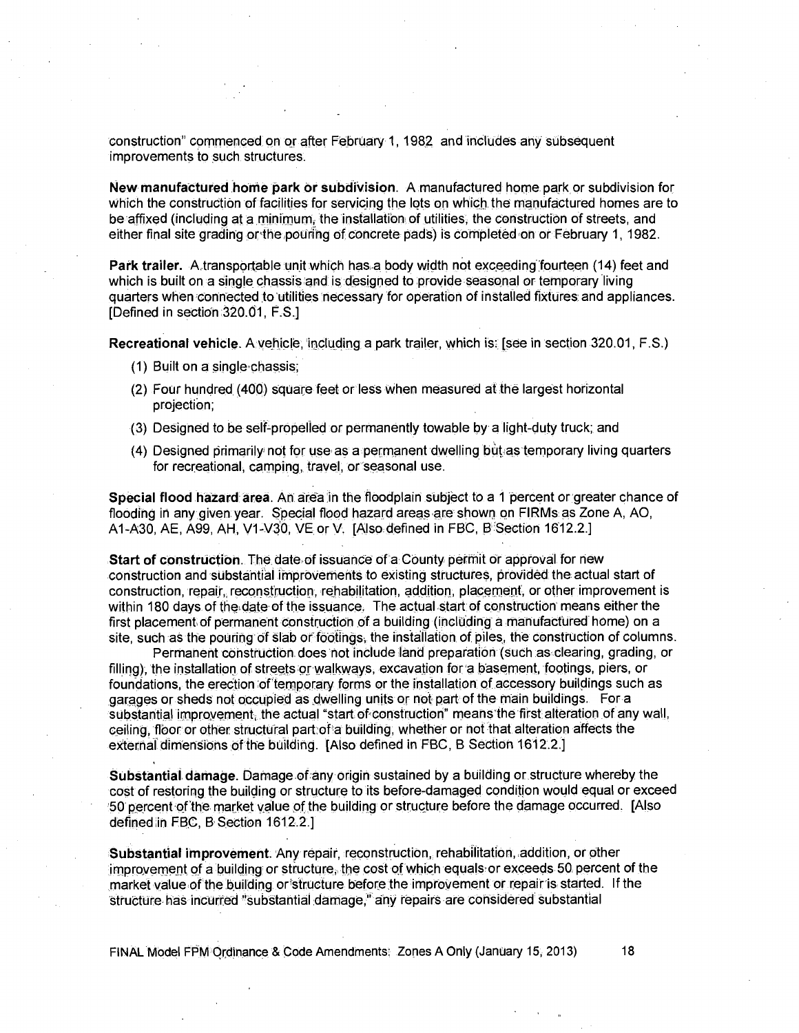construction" commenced on or after February 1, 1982 and includes any subsequent improvements to such structures.

**New manufactured home park or subdivision**. A manufactured home park or subdivision for which the construction of facilities for servicing the lots on which the manufactured homes are to be affixed (including at a minimum, the installation of utilities, the construction of streets, and either final site grading or the pouring of concrete pads) is completed on or February 1, 1982.

**Park trailer.** A transportable unit which has a body width not exceeding fourteen (14) feet and which is built on a single chassis and is designed to provide seasonal or temporary living quarters when connected to utilities necessary for operation of installed fixtures and appliances. [Defined in section 320.01, F.S.]

**Recreational vehicle**. A vehicle, including a park trailer, which is: [see in section 320.01, F.S.)

(1) Built on a single chassis;

(2) Four hundred (400) square feet or less when measured at the largest horizontal projection;

(3) Designed to be self-propelled or permanently towable by a light-duty truck; and

(4) Designed primarily not for use as a permanent dwelling but as temporary living quarters for recreational, camping, travel, or seasonal use.

**Special flood hazard area**. An area in the floodplain subject to a 1 percent or greater chance of flooding in any given year. Special flood hazard areas are shown on FIRMs as Zone A, AO, A1-A30, AE, A99, AH, V1-V30, VE or V. [Also defined in FBC, B Section 1612.2.]

**Start of construction**. The date of issuance of a County permit or approval for new construction and substantial improvements to existing structures, provided the actual start of construction, repair, reconstruction, rehabilitation, addition, placement, or other improvement is within 180 days of the date of the issuance. The actual start of construction means either the first placement of permanent construction of a building (including a manufactured home) on a site, such as the pouring of slab or footings, the installation of piles, the construction of columns.

Permanent construction does not include land preparation (such as clearing, grading, or filling), the installation of streets or walkways, excavation for a basement, footings, piers, or foundations, the erection of temporary forms or the installation of accessory buildings such as garages or sheds not occupied as dwelling units or not part of the main buildings. For a substantial improvement, the actual "start of construction" means the first alteration of any wall, ceiling, floor or other structural part of a building, whether or not that alteration affects the external dimensions of the building. [Also defined in FBC, B Section 1612.2.]

**Substantial damage**. Damage of any origin sustained by a building or structure whereby the cost of restoring the building or structure to its before-damaged condition would equal or exceed 50 percent of the market value of the building or structure before the damage occurred. [Also defined in FBC, B Section 1612.2.]

**Substantial improvement**. Any repair, reconstruction, rehabilitation, addition, or other improvement of a building or structure, the cost of which equals or exceeds 50 percent of the market value of the building or structure before the improvement or repair is started. If the structure has incurred "substantial damage," any repairs are considered substantial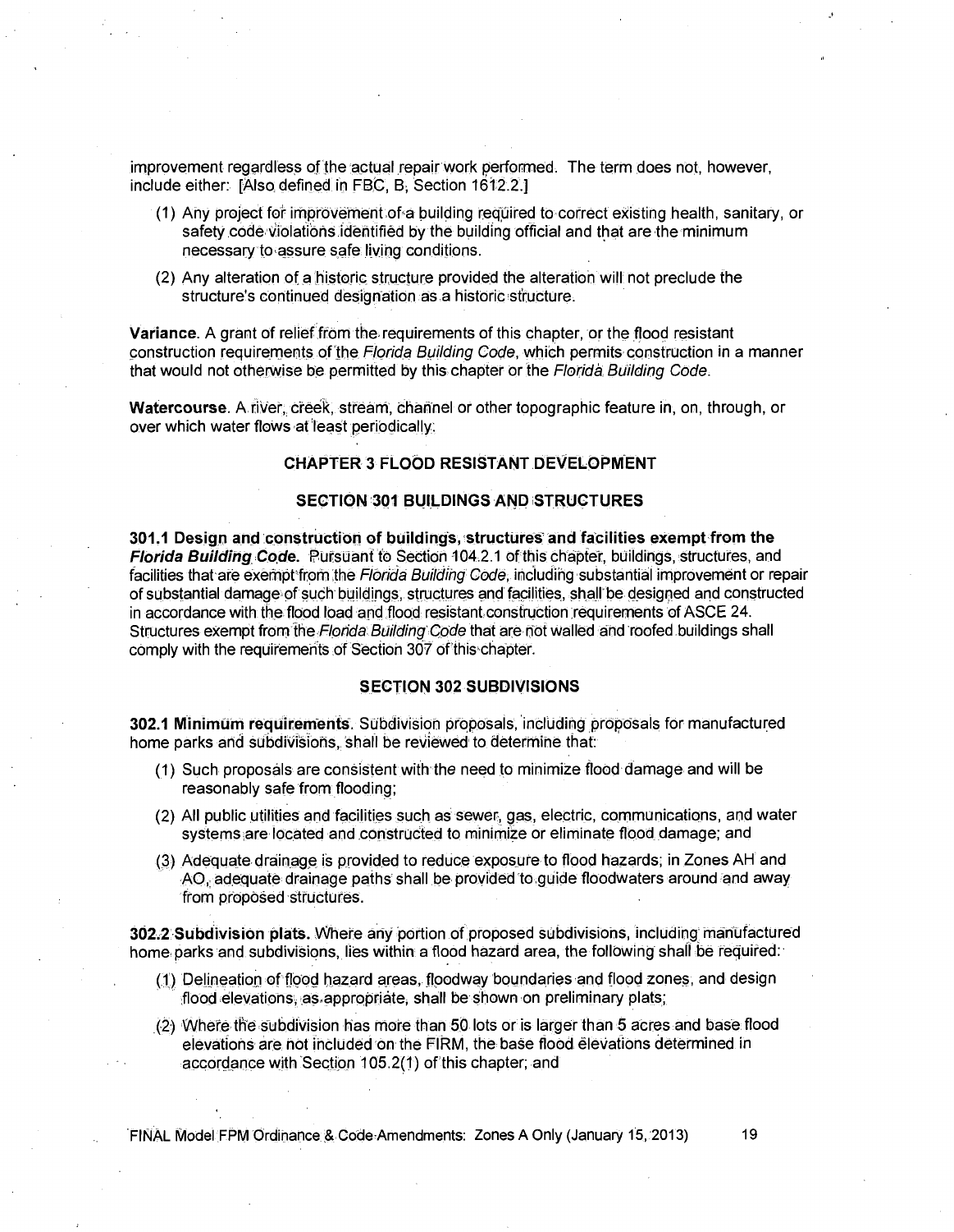improvement regardless of the actual repair work performed. The term does not, however, include either: [Also defined in FBC, B, Section 1612.2.]

(1) Any project for improvement of a building required to correct existing health, sanitary, or safety code violations identified by the building official and that are the minimum necessary to assure safe living conditions.

(2) Any alteration of a historic structure provided the alteration will not preclude the structure's continued designation as a historic structure.

**Variance.** A grant of relief from the requirements of this chapter, or the flood resistant construction requirements of the *Florida Building Code*, which permits construction in a manner that would not otherwise be permitted by this chapter or the *Florida Building Code*.

**Watercourse.** A river, creek, stream, channel or other topographic feature in, on, through, or over which water flows at least periodically.

## CHAPTER 3 FLOOD RESISTANT DEVELOPMENT

### SECTION 301 BUILDINGS AND STRUCTURES

**301.1 Design and construction of buildings, structures and facilities exempt from the *Florida Building Code*.** Pursuant to Section 104.2.1 of this chapter, buildings, structures, and facilities that are exempt from the *Florida Building Code*, including substantial improvement or repair of substantial damage of such buildings, structures and facilities, shall be designed and constructed in accordance with the flood load and flood resistant construction requirements of ASCE 24. Structures exempt from the *Florida Building Code* that are not walled and roofed buildings shall comply with the requirements of Section 307 of this chapter.

### SECTION 302 SUBDIVISIONS

**302.1 Minimum requirements.** Subdivision proposals, including proposals for manufactured home parks and subdivisions, shall be reviewed to determine that:

(1) Such proposals are consistent with the need to minimize flood damage and will be reasonably safe from flooding;

(2) All public utilities and facilities such as sewer, gas, electric, communications, and water systems are located and constructed to minimize or eliminate flood damage; and

(3) Adequate drainage is provided to reduce exposure to flood hazards; in Zones AH and AO, adequate drainage paths shall be provided to guide floodwaters around and away from proposed structures.

**302.2 Subdivision plats.** Where any portion of proposed subdivisions, including manufactured home parks and subdivisions, lies within a flood hazard area, the following shall be required:

(1) Delineation of flood hazard areas, floodway boundaries and flood zones, and design flood elevations, as appropriate, shall be shown on preliminary plats;

(2) Where the subdivision has more than 50 lots or is larger than 5 acres and base flood elevations are not included on the FIRM, the base flood elevations determined in accordance with Section 105.2(1) of this chapter; and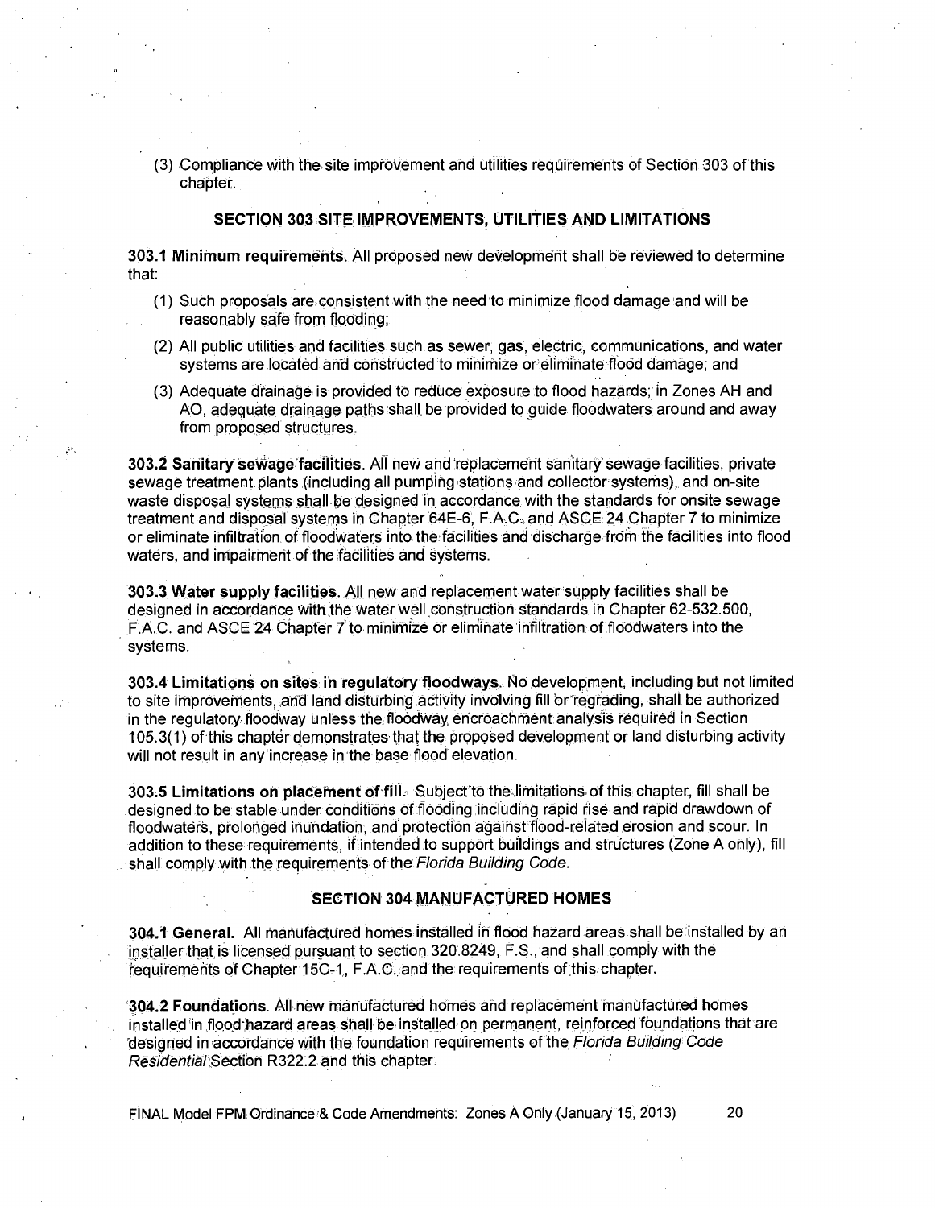(3) Compliance with the site improvement and utilities requirements of Section 303 of this chapter.

## SECTION 303 SITE IMPROVEMENTS, UTILITIES AND LIMITATIONS

**303.1 Minimum requirements.** All proposed new development shall be reviewed to determine that:

(1) Such proposals are consistent with the need to minimize flood damage and will be reasonably safe from flooding;

(2) All public utilities and facilities such as sewer, gas, electric, communications, and water systems are located and constructed to minimize or eliminate flood damage; and

(3) Adequate drainage is provided to reduce exposure to flood hazards; in Zones AH and AO, adequate drainage paths shall be provided to guide floodwaters around and away from proposed structures.

**303.2 Sanitary sewage facilities.** All new and replacement sanitary sewage facilities, private sewage treatment plants (including all pumping stations and collector systems), and on-site waste disposal systems shall be designed in accordance with the standards for onsite sewage treatment and disposal systems in Chapter 64E-6, F.A.C. and ASCE 24 Chapter 7 to minimize or eliminate infiltration of floodwaters into the facilities and discharge from the facilities into flood waters, and impairment of the facilities and systems.

**303.3 Water supply facilities.** All new and replacement water supply facilities shall be designed in accordance with the water well construction standards in Chapter 62-532.500, F.A.C. and ASCE 24 Chapter 7 to minimize or eliminate infiltration of floodwaters into the systems.

**303.4 Limitations on sites in regulatory floodways.** No development, including but not limited to site improvements, and land disturbing activity involving fill or regrading, shall be authorized in the regulatory floodway unless the floodway encroachment analysis required in Section 105.3(1) of this chapter demonstrates that the proposed development or land disturbing activity will not result in any increase in the base flood elevation.

**303.5 Limitations on placement of fill.** Subject to the limitations of this chapter, fill shall be designed to be stable under conditions of flooding including rapid rise and rapid drawdown of floodwaters, prolonged inundation, and protection against flood-related erosion and scour. In addition to these requirements, if intended to support buildings and structures (Zone A only), fill shall comply with the requirements of the *Florida Building Code*.

## SECTION 304 MANUFACTURED HOMES

**304.1 General.** All manufactured homes installed in flood hazard areas shall be installed by an installer that is licensed pursuant to section 320.8249, F.S., and shall comply with the requirements of Chapter 15C-1, F.A.C. and the requirements of this chapter.

**304.2 Foundations.** All new manufactured homes and replacement manufactured homes installed in flood hazard areas shall be installed on permanent, reinforced foundations that are designed in accordance with the foundation requirements of the *Florida Building Code Residential* Section R322.2 and this chapter.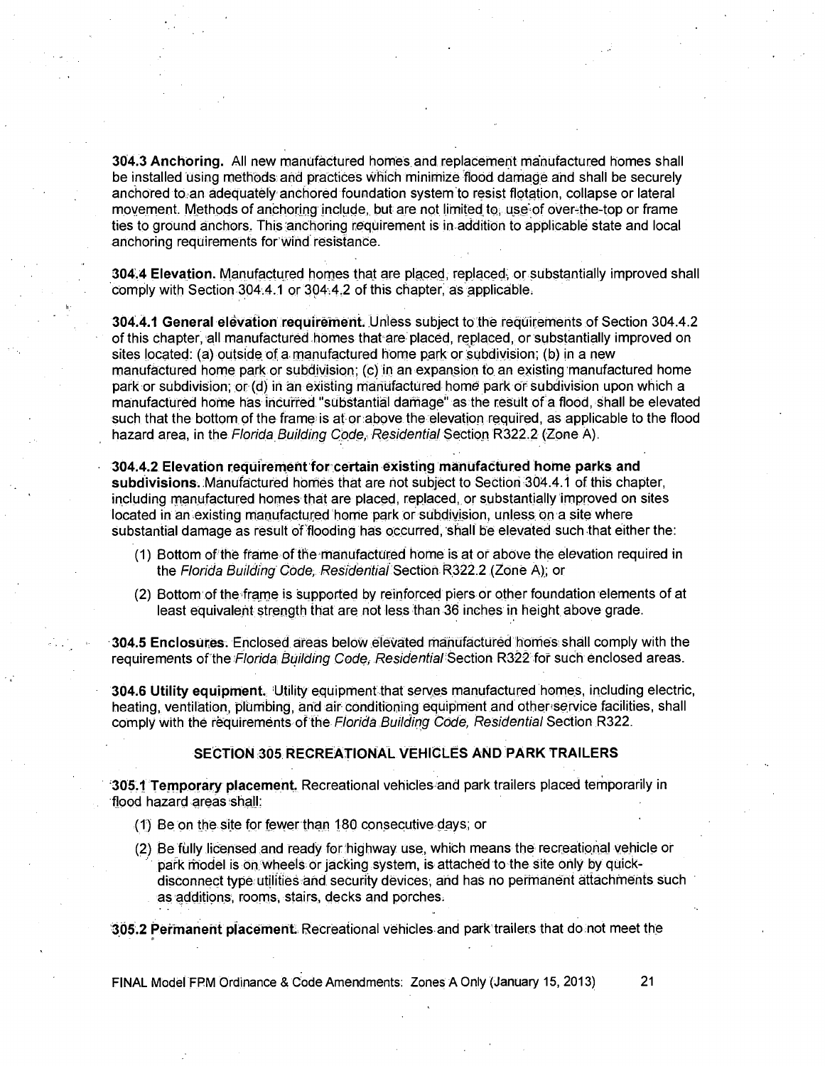**304.3 Anchoring.** All new manufactured homes and replacement manufactured homes shall be installed using methods and practices which minimize flood damage and shall be securely anchored to an adequately anchored foundation system to resist flotation, collapse or lateral movement. Methods of anchoring include, but are not limited to, use of over-the-top or frame ties to ground anchors. This anchoring requirement is in addition to applicable state and local anchoring requirements for wind resistance.

**304.4 Elevation.** Manufactured homes that are placed, replaced, or substantially improved shall comply with Section 304.4.1 or 304.4.2 of this chapter, as applicable.

**304.4.1 General elevation requirement.** Unless subject to the requirements of Section 304.4.2 of this chapter, all manufactured homes that are placed, replaced, or substantially improved on sites located: (a) outside of a manufactured home park or subdivision; (b) in a new manufactured home park or subdivision; (c) in an expansion to an existing manufactured home park or subdivision; or (d) in an existing manufactured home park or subdivision upon which a manufactured home has incurred "substantial damage" as the result of a flood, shall be elevated such that the bottom of the frame is at or above the elevation required, as applicable to the flood hazard area, in the *Florida Building Code, Residential* Section R322.2 (Zone A).

**304.4.2 Elevation requirement for certain existing manufactured home parks and subdivisions.** Manufactured homes that are not subject to Section 304.4.1 of this chapter, including manufactured homes that are placed, replaced, or substantially improved on sites located in an existing manufactured home park or subdivision, unless on a site where substantial damage as result of flooding has occurred, shall be elevated such that either the:

(1) Bottom of the frame of the manufactured home is at or above the elevation required in the *Florida Building Code, Residential* Section R322.2 (Zone A); or

(2) Bottom of the frame is supported by reinforced piers or other foundation elements of at least equivalent strength that are not less than 36 inches in height above grade.

**304.5 Enclosures.** Enclosed areas below elevated manufactured homes shall comply with the requirements of the *Florida Building Code, Residential* Section R322 for such enclosed areas.

**304.6 Utility equipment.** Utility equipment that serves manufactured homes, including electric, heating, ventilation, plumbing, and air conditioning equipment and other service facilities, shall comply with the requirements of the *Florida Building Code, Residential* Section R322.

## SECTION 305 RECREATIONAL VEHICLES AND PARK TRAILERS

**305.1 Temporary placement.** Recreational vehicles and park trailers placed temporarily in flood hazard areas shall:

(1) Be on the site for fewer than 180 consecutive days; or

(2) Be fully licensed and ready for highway use, which means the recreational vehicle or park model is on wheels or jacking system, is attached to the site only by quick-disconnect type utilities and security devices, and has no permanent attachments such as additions, rooms, stairs, decks and porches.

**305.2 Permanent placement.** Recreational vehicles and park trailers that do not meet the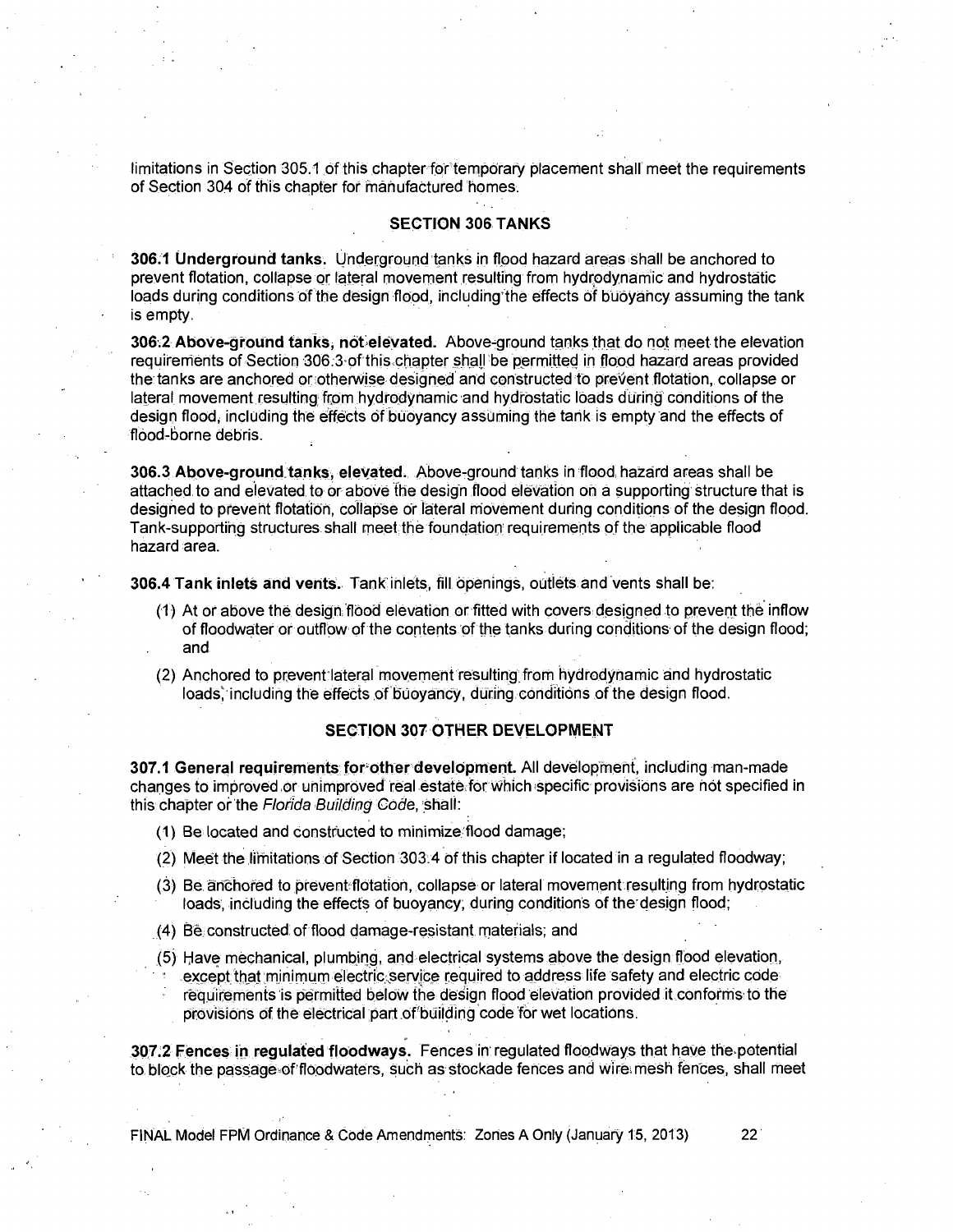limitations in Section 305.1 of this chapter for temporary placement shall meet the requirements of Section 304 of this chapter for manufactured homes.

## SECTION 306 TANKS

**306.1 Underground tanks.** Underground tanks in flood hazard areas shall be anchored to prevent flotation, collapse or lateral movement resulting from hydrodynamic and hydrostatic loads during conditions of the design flood, including the effects of buoyancy assuming the tank is empty.

**306.2 Above-ground tanks, not elevated.** Above-ground tanks that do not meet the elevation requirements of Section 306.3 of this chapter shall be permitted in flood hazard areas provided the tanks are anchored or otherwise designed and constructed to prevent flotation, collapse or lateral movement resulting from hydrodynamic and hydrostatic loads during conditions of the design flood, including the effects of buoyancy assuming the tank is empty and the effects of flood-borne debris.

**306.3 Above-ground tanks, elevated.** Above-ground tanks in flood hazard areas shall be attached to and elevated to or above the design flood elevation on a supporting structure that is designed to prevent flotation, collapse or lateral movement during conditions of the design flood. Tank-supporting structures shall meet the foundation requirements of the applicable flood hazard area.

**306.4 Tank inlets and vents.** Tank inlets, fill openings, outlets and vents shall be:

(1) At or above the design flood elevation or fitted with covers designed to prevent the inflow of floodwater or outflow of the contents of the tanks during conditions of the design flood; and

(2) Anchored to prevent lateral movement resulting from hydrodynamic and hydrostatic loads, including the effects of buoyancy, during conditions of the design flood.

## SECTION 307 OTHER DEVELOPMENT

**307.1 General requirements for other development.** All development, including man-made changes to improved or unimproved real estate for which specific provisions are not specified in this chapter or the *Florida Building Code*, shall:

(1) Be located and constructed to minimize flood damage;

(2) Meet the limitations of Section 303.4 of this chapter if located in a regulated floodway;

(3) Be anchored to prevent flotation, collapse or lateral movement resulting from hydrostatic loads, including the effects of buoyancy, during conditions of the design flood;

(4) Be constructed of flood damage-resistant materials; and

(5) Have mechanical, plumbing, and electrical systems above the design flood elevation, except that minimum electric service required to address life safety and electric code requirements is permitted below the design flood elevation provided it conforms to the provisions of the electrical part of building code for wet locations.

**307.2 Fences in regulated floodways.** Fences in regulated floodways that have the potential to block the passage of floodwaters, such as stockade fences and wire mesh fences, shall meet

FINAL Model FPM Ordinance & Code Amendments: Zones A Only (January 15, 2013)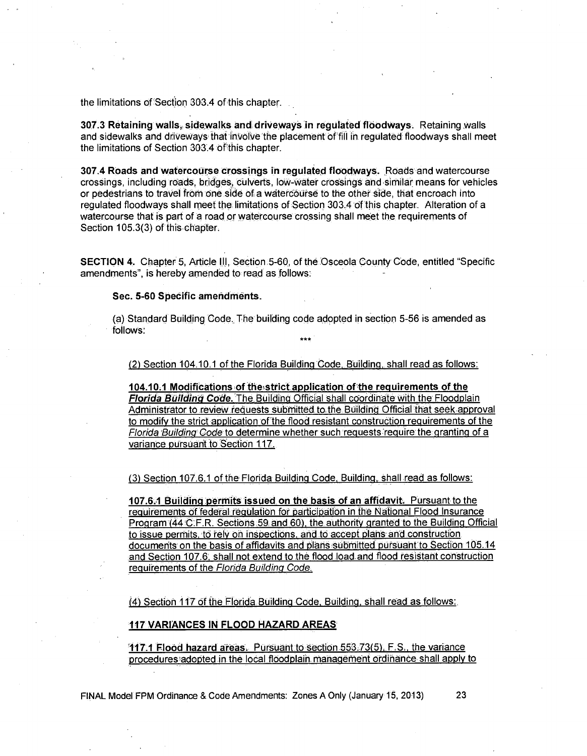the limitations of Section 303.4 of this chapter.

**307.3 Retaining walls, sidewalks and driveways in regulated floodways.** Retaining walls and sidewalks and driveways that involve the placement of fill in regulated floodways shall meet the limitations of Section 303.4 of this chapter.

**307.4 Roads and watercourse crossings in regulated floodways.** Roads and watercourse crossings, including roads, bridges, culverts, low-water crossings and similar means for vehicles or pedestrians to travel from one side of a watercourse to the other side, that encroach into regulated floodways shall meet the limitations of Section 303.4 of this chapter. Alteration of a watercourse that is part of a road or watercourse crossing shall meet the requirements of Section 105.3(3) of this chapter.

**SECTION 4.** Chapter 5, Article III, Section 5-60, of the Osceola County Code, entitled "Specific amendments", is hereby amended to read as follows:

**Sec. 5-60 Specific amendments.**

(a) Standard Building Code. The building code adopted in section 5-56 is amended as follows:

***

(2) Section 104.10.1 of the Florida Building Code, Building, shall read as follows:

**104.10.1 Modifications of the strict application of the requirements of the *Florida Building Code*.** The Building Official shall coordinate with the Floodplain Administrator to review requests submitted to the Building Official that seek approval to modify the strict application of the flood resistant construction requirements of the *Florida Building Code* to determine whether such requests require the granting of a variance pursuant to Section 117.

(3) Section 107.6.1 of the Florida Building Code, Building, shall read as follows:

**107.6.1 Building permits issued on the basis of an affidavit.** Pursuant to the requirements of federal regulation for participation in the National Flood Insurance Program (44 C.F.R. Sections 59 and 60), the authority granted to the Building Official to issue permits, to rely on inspections, and to accept plans and construction documents on the basis of affidavits and plans submitted pursuant to Section 105.14 and Section 107.6, shall not extend to the flood load and flood resistant construction requirements of the *Florida Building Code*.

(4) Section 117 of the Florida Building Code, Building, shall read as follows:

**117 VARIANCES IN FLOOD HAZARD AREAS**

**117.1 Flood hazard areas.** Pursuant to section 553.73(5), F.S., the variance procedures adopted in the local floodplain management ordinance shall apply to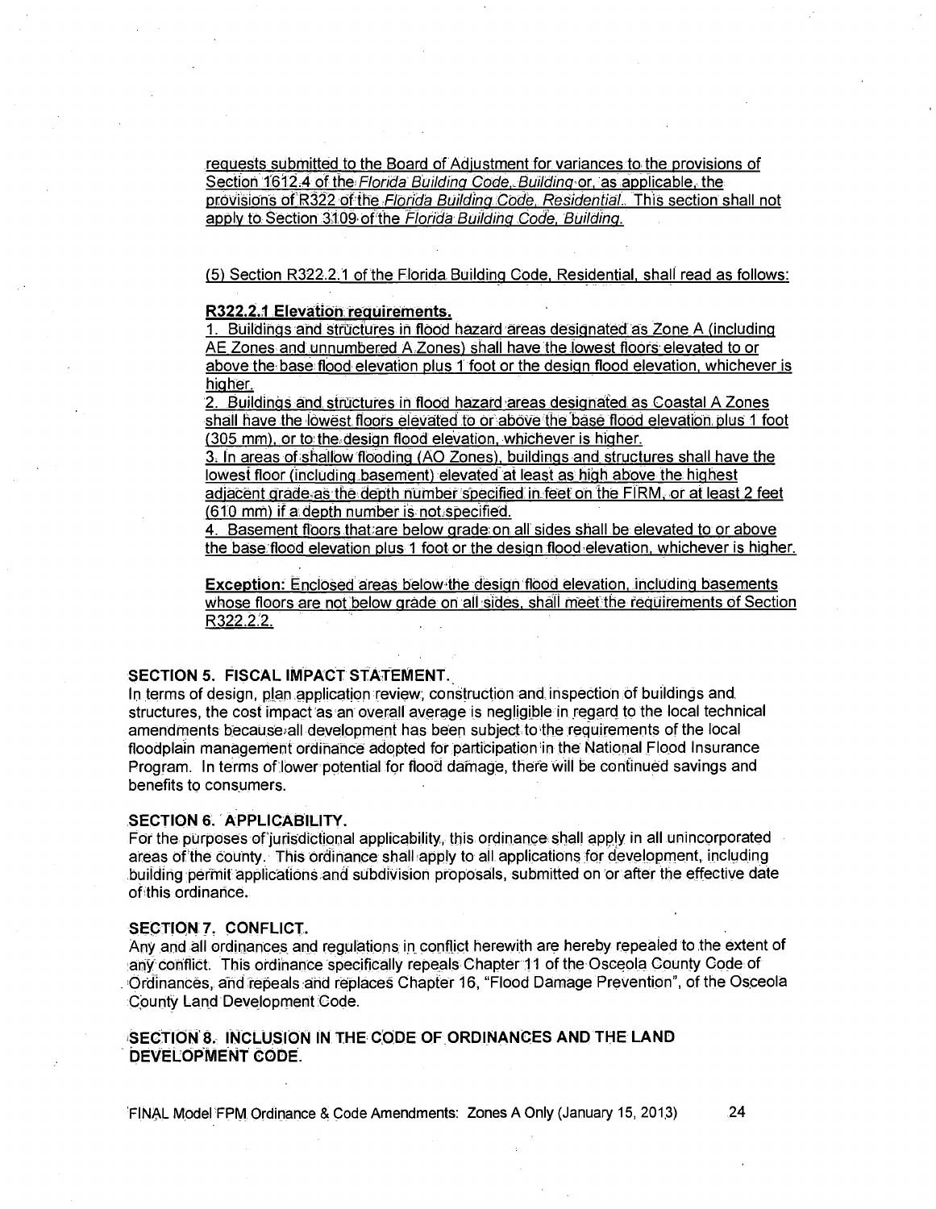requests submitted to the Board of Adjustment for variances to the provisions of Section 1612.4 of the *Florida Building Code, Building* or, as applicable, the provisions of R322 of the *Florida Building Code, Residential*. This section shall not apply to Section 3109 of the *Florida Building Code, Building*.

(5) Section R322.2.1 of the Florida Building Code, Residential, shall read as follows:

**R322.2.1 Elevation requirements.**

1. Buildings and structures in flood hazard areas designated as Zone A (including AE Zones and unnumbered A Zones) shall have the lowest floors elevated to or above the base flood elevation plus 1 foot or the design flood elevation, whichever is higher.
2. Buildings and structures in flood hazard areas designated as Coastal A Zones shall have the lowest floors elevated to or above the base flood elevation plus 1 foot (305 mm), or to the design flood elevation, whichever is higher.
3. In areas of shallow flooding (AO Zones), buildings and structures shall have the lowest floor (including basement) elevated at least as high above the highest adjacent grade as the depth number specified in feet on the FIRM, or at least 2 feet (610 mm) if a depth number is not specified.
4. Basement floors that are below grade on all sides shall be elevated to or above the base flood elevation plus 1 foot or the design flood elevation, whichever is higher.

**Exception:** Enclosed areas below the design flood elevation, including basements whose floors are not below grade on all sides, shall meet the requirements of Section R322.2.2.

### SECTION 5. FISCAL IMPACT STATEMENT.

In terms of design, plan application review, construction and inspection of buildings and structures, the cost impact as an overall average is negligible in regard to the local technical amendments because all development has been subject to the requirements of the local floodplain management ordinance adopted for participation in the National Flood Insurance Program. In terms of lower potential for flood damage, there will be continued savings and benefits to consumers.

### SECTION 6. APPLICABILITY.

For the purposes of jurisdictional applicability, this ordinance shall apply in all unincorporated areas of the county. This ordinance shall apply to all applications for development, including building permit applications and subdivision proposals, submitted on or after the effective date of this ordinance.

### SECTION 7. CONFLICT.

Any and all ordinances and regulations in conflict herewith are hereby repealed to the extent of any conflict. This ordinance specifically repeals Chapter 11 of the Osceola County Code of Ordinances, and repeals and replaces Chapter 16, "Flood Damage Prevention", of the Osceola County Land Development Code.

### SECTION 8. INCLUSION IN THE CODE OF ORDINANCES AND THE LAND DEVELOPMENT CODE.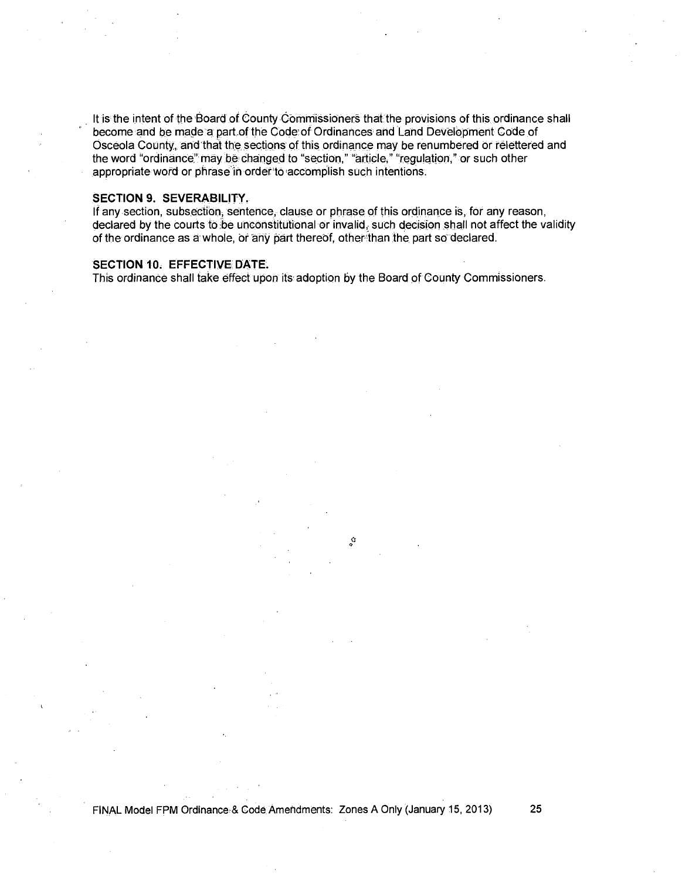It is the intent of the Board of County Commissioners that the provisions of this ordinance shall become and be made a part of the Code of Ordinances and Land Development Code of Osceola County, and that the sections of this ordinance may be renumbered or relettered and the word "ordinance" may be changed to "section," "article," "regulation," or such other appropriate word or phrase in order to accomplish such intentions.

**SECTION 9. SEVERABILITY.**
If any section, subsection, sentence, clause or phrase of this ordinance is, for any reason, declared by the courts to be unconstitutional or invalid, such decision shall not affect the validity of the ordinance as a whole, or any part thereof, other than the part so declared.

**SECTION 10. EFFECTIVE DATE.**
This ordinance shall take effect upon its adoption by the Board of County Commissioners.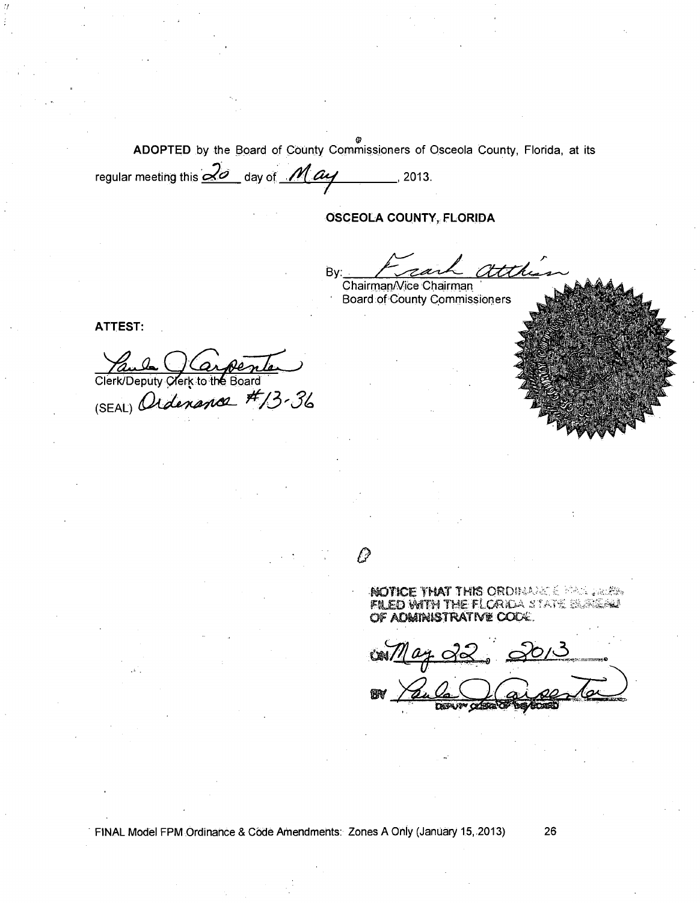**ADOPTED** by the Board of County Commissioners of Osceola County, Florida, at its regular meeting this 20 day of May, 2013.

**OSCEOLA COUNTY, FLORIDA**

By: Frank Attkisson
Chairman/Vice Chairman
Board of County Commissioners

**ATTEST:**

Paula J Carpenter
Clerk/Deputy Clerk to the Board

(SEAL) Ordinance #13-36

NOTICE THAT THIS ORDINANCE WAS FILED WITH THE FLORIDA STATE BUREAU OF ADMINISTRATIVE CODE

ON May 22, 2013

BY Paula J Carpenter
DEPUTY CLERK OF THE BOARD

FINAL Model FPM Ordinance & Code Amendments: Zones A Only (January 15, 2013)